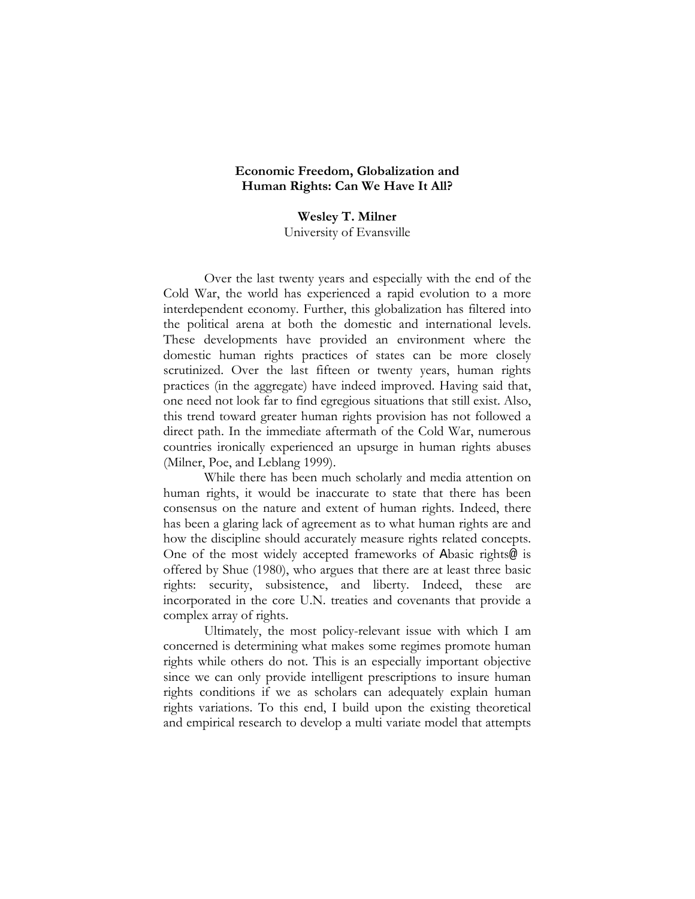# Economic Freedom, Globalization and Human Rights: Can We Have It All?

**Wesley T. Milner**
University of Evansville

Over the last twenty years and especially with the end of the Cold War, the world has experienced a rapid evolution to a more interdependent economy. Further, this globalization has filtered into the political arena at both the domestic and international levels. These developments have provided an environment where the domestic human rights practices of states can be more closely scrutinized. Over the last fifteen or twenty years, human rights practices (in the aggregate) have indeed improved. Having said that, one need not look far to find egregious situations that still exist. Also, this trend toward greater human rights provision has not followed a direct path. In the immediate aftermath of the Cold War, numerous countries ironically experienced an upsurge in human rights abuses (Milner, Poe, and Leblang 1999).

While there has been much scholarly and media attention on human rights, it would be inaccurate to state that there has been consensus on the nature and extent of human rights. Indeed, there has been a glaring lack of agreement as to what human rights are and how the discipline should accurately measure rights related concepts. One of the most widely accepted frameworks of Abasic rights@ is offered by Shue (1980), who argues that there are at least three basic rights: security, subsistence, and liberty. Indeed, these are incorporated in the core U.N. treaties and covenants that provide a complex array of rights.

Ultimately, the most policy-relevant issue with which I am concerned is determining what makes some regimes promote human rights while others do not. This is an especially important objective since we can only provide intelligent prescriptions to insure human rights conditions if we as scholars can adequately explain human rights variations. To this end, I build upon the existing theoretical and empirical research to develop a multi variate model that attempts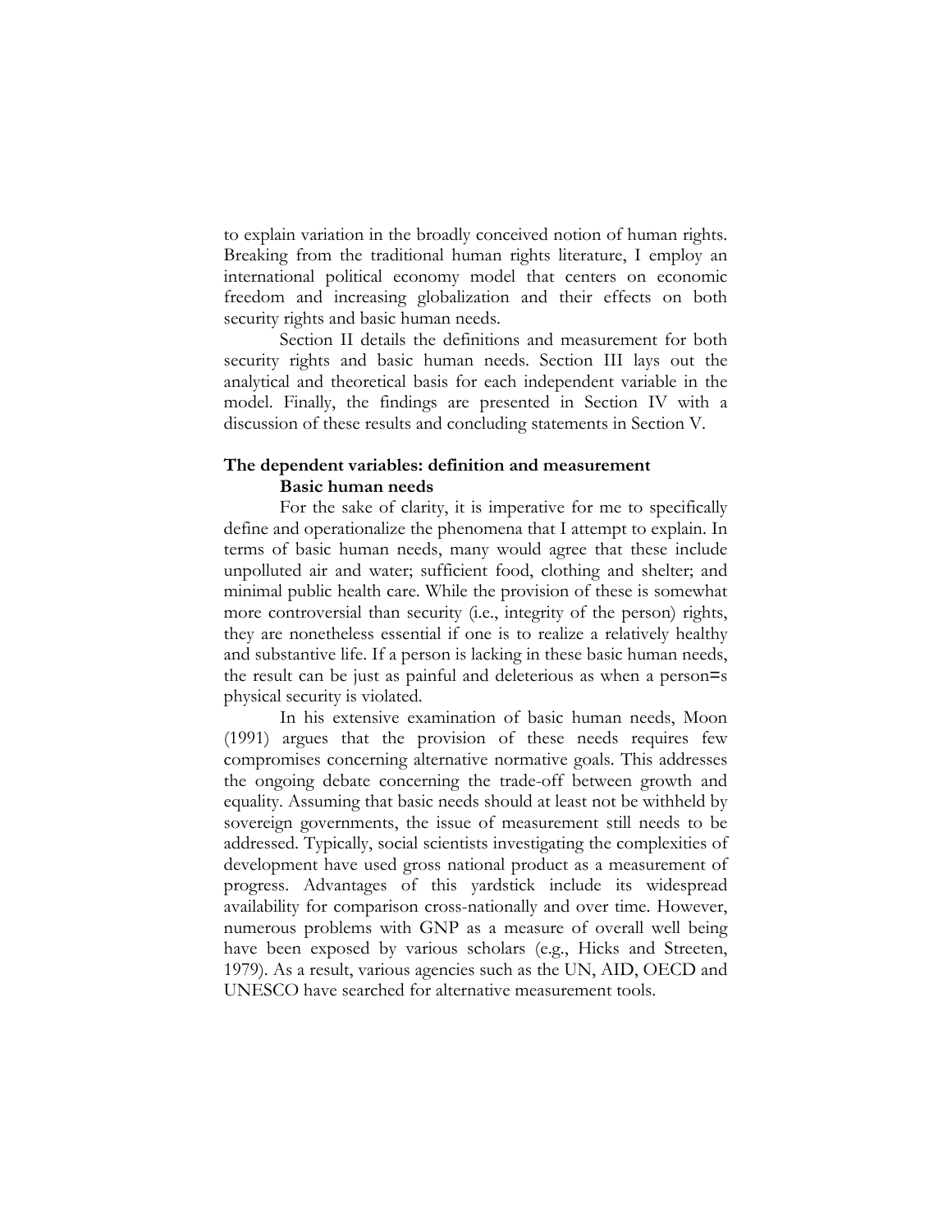to explain variation in the broadly conceived notion of human rights. Breaking from the traditional human rights literature, I employ an international political economy model that centers on economic freedom and increasing globalization and their effects on both security rights and basic human needs.

Section II details the definitions and measurement for both security rights and basic human needs. Section III lays out the analytical and theoretical basis for each independent variable in the model. Finally, the findings are presented in Section IV with a discussion of these results and concluding statements in Section V.

## The dependent variables: definition and measurement

### Basic human needs

For the sake of clarity, it is imperative for me to specifically define and operationalize the phenomena that I attempt to explain. In terms of basic human needs, many would agree that these include unpolluted air and water; sufficient food, clothing and shelter; and minimal public health care. While the provision of these is somewhat more controversial than security (i.e., integrity of the person) rights, they are nonetheless essential if one is to realize a relatively healthy and substantive life. If a person is lacking in these basic human needs, the result can be just as painful and deleterious as when a person=s physical security is violated.

In his extensive examination of basic human needs, Moon (1991) argues that the provision of these needs requires few compromises concerning alternative normative goals. This addresses the ongoing debate concerning the trade-off between growth and equality. Assuming that basic needs should at least not be withheld by sovereign governments, the issue of measurement still needs to be addressed. Typically, social scientists investigating the complexities of development have used gross national product as a measurement of progress. Advantages of this yardstick include its widespread availability for comparison cross-nationally and over time. However, numerous problems with GNP as a measure of overall well being have been exposed by various scholars (e.g., Hicks and Streeten, 1979). As a result, various agencies such as the UN, AID, OECD and UNESCO have searched for alternative measurement tools.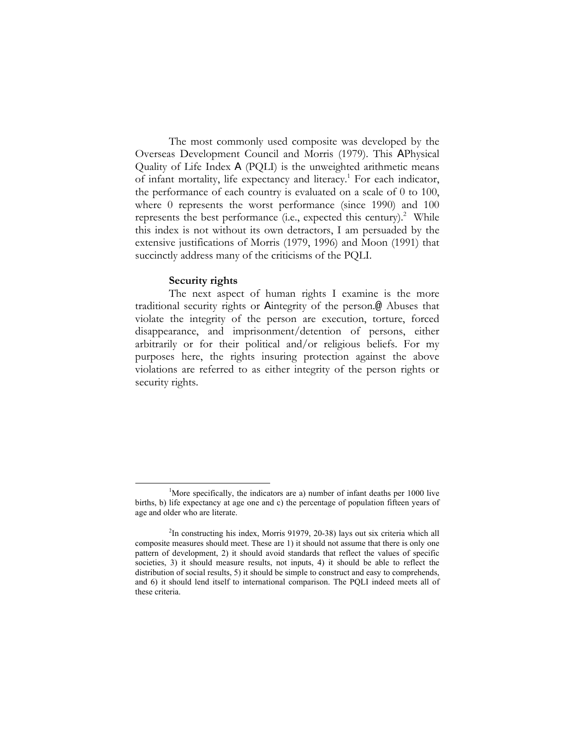The most commonly used composite was developed by the Overseas Development Council and Morris (1979). This APhysical Quality of Life Index A (PQLI) is the unweighted arithmetic means of infant mortality, life expectancy and literacy.[1] For each indicator, the performance of each country is evaluated on a scale of 0 to 100, where 0 represents the worst performance (since 1990) and 100 represents the best performance (i.e., expected this century).[2] While this index is not without its own detractors, I am persuaded by the extensive justifications of Morris (1979, 1996) and Moon (1991) that succinctly address many of the criticisms of the PQLI.

**Security rights**

The next aspect of human rights I examine is the more traditional security rights or Aintegrity of the person.@ Abuses that violate the integrity of the person are execution, torture, forced disappearance, and imprisonment/detention of persons, either arbitrarily or for their political and/or religious beliefs. For my purposes here, the rights insuring protection against the above violations are referred to as either integrity of the person rights or security rights.

---

[1]More specifically, the indicators are a) number of infant deaths per 1000 live births, b) life expectancy at age one and c) the percentage of population fifteen years of age and older who are literate.

[2]In constructing his index, Morris 91979, 20-38) lays out six criteria which all composite measures should meet. These are 1) it should not assume that there is only one pattern of development, 2) it should avoid standards that reflect the values of specific societies, 3) it should measure results, not inputs, 4) it should be able to reflect the distribution of social results, 5) it should be simple to construct and easy to comprehends, and 6) it should lend itself to international comparison. The PQLI indeed meets all of these criteria.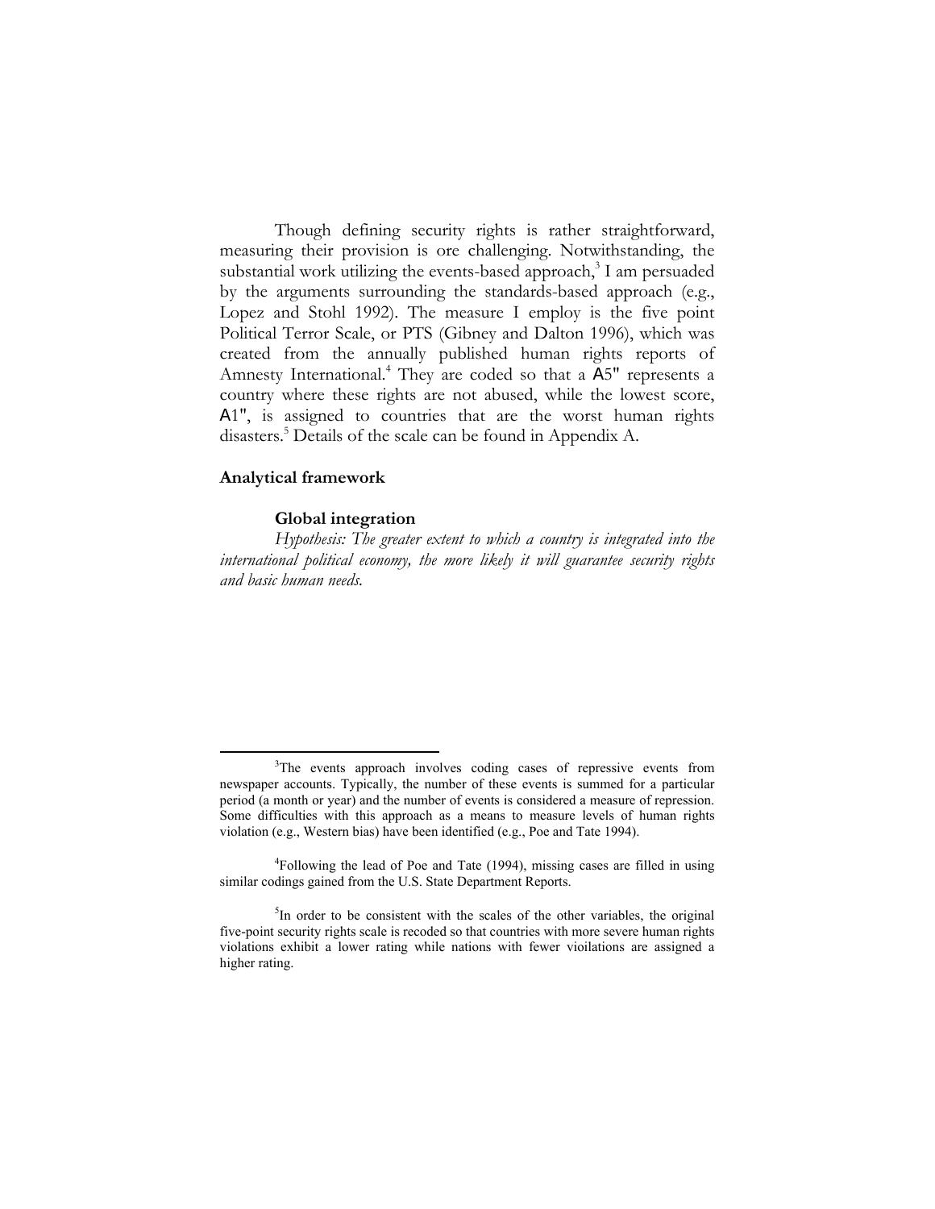Though defining security rights is rather straightforward, measuring their provision is ore challenging. Notwithstanding, the substantial work utilizing the events-based approach,[3] I am persuaded by the arguments surrounding the standards-based approach (e.g., Lopez and Stohl 1992). The measure I employ is the five point Political Terror Scale, or PTS (Gibney and Dalton 1996), which was created from the annually published human rights reports of Amnesty International.[4] They are coded so that a A5" represents a country where these rights are not abused, while the lowest score, A1", is assigned to countries that are the worst human rights disasters.[5] Details of the scale can be found in Appendix A.

## Analytical framework

### Global integration

*Hypothesis: The greater extent to which a country is integrated into the international political economy, the more likely it will guarantee security rights and basic human needs.*

---

[3]The events approach involves coding cases of repressive events from newspaper accounts. Typically, the number of these events is summed for a particular period (a month or year) and the number of events is considered a measure of repression. Some difficulties with this approach as a means to measure levels of human rights violation (e.g., Western bias) have been identified (e.g., Poe and Tate 1994).

[4]Following the lead of Poe and Tate (1994), missing cases are filled in using similar codings gained from the U.S. State Department Reports.

[5]In order to be consistent with the scales of the other variables, the original five-point security rights scale is recoded so that countries with more severe human rights violations exhibit a lower rating while nations with fewer vioilations are assigned a higher rating.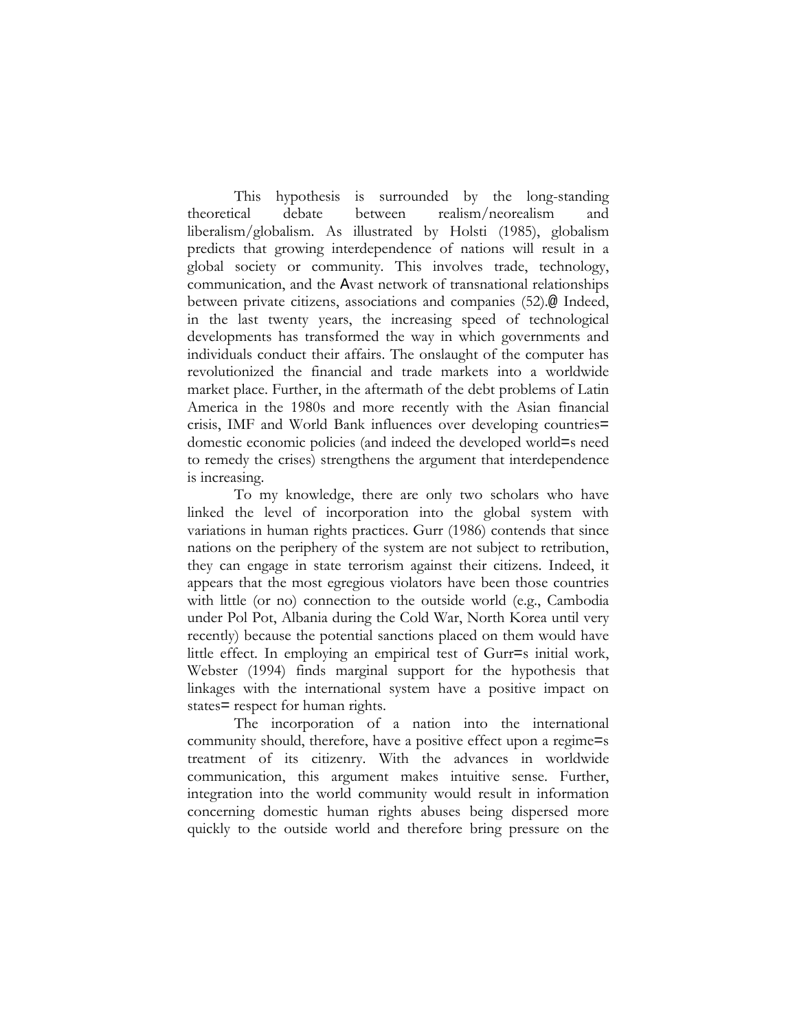This hypothesis is surrounded by the long-standing theoretical debate between realism/neorealism and liberalism/globalism. As illustrated by Holsti (1985), globalism predicts that growing interdependence of nations will result in a global society or community. This involves trade, technology, communication, and the Avast network of transnational relationships between private citizens, associations and companies (52).@ Indeed, in the last twenty years, the increasing speed of technological developments has transformed the way in which governments and individuals conduct their affairs. The onslaught of the computer has revolutionized the financial and trade markets into a worldwide market place. Further, in the aftermath of the debt problems of Latin America in the 1980s and more recently with the Asian financial crisis, IMF and World Bank influences over developing countries= domestic economic policies (and indeed the developed world=s need to remedy the crises) strengthens the argument that interdependence is increasing.

To my knowledge, there are only two scholars who have linked the level of incorporation into the global system with variations in human rights practices. Gurr (1986) contends that since nations on the periphery of the system are not subject to retribution, they can engage in state terrorism against their citizens. Indeed, it appears that the most egregious violators have been those countries with little (or no) connection to the outside world (e.g., Cambodia under Pol Pot, Albania during the Cold War, North Korea until very recently) because the potential sanctions placed on them would have little effect. In employing an empirical test of Gurr=s initial work, Webster (1994) finds marginal support for the hypothesis that linkages with the international system have a positive impact on states= respect for human rights.

The incorporation of a nation into the international community should, therefore, have a positive effect upon a regime=s treatment of its citizenry. With the advances in worldwide communication, this argument makes intuitive sense. Further, integration into the world community would result in information concerning domestic human rights abuses being dispersed more quickly to the outside world and therefore bring pressure on the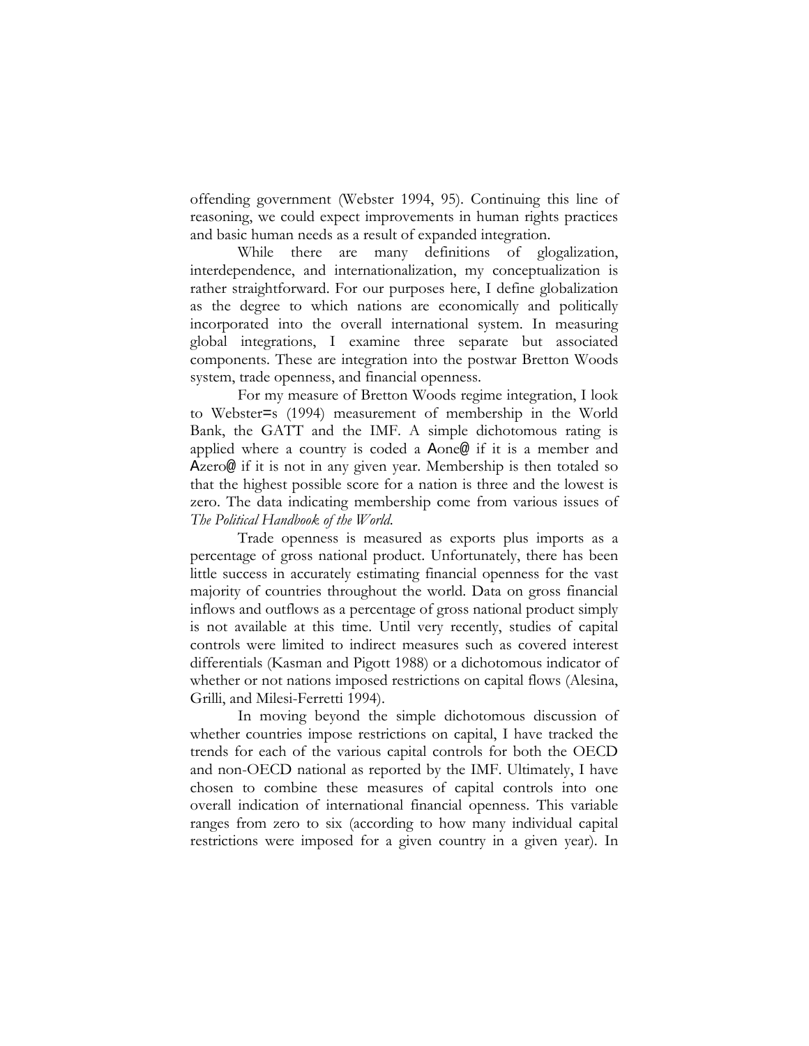offending government (Webster 1994, 95). Continuing this line of reasoning, we could expect improvements in human rights practices and basic human needs as a result of expanded integration.

While there are many definitions of glogalization, interdependence, and internationalization, my conceptualization is rather straightforward. For our purposes here, I define globalization as the degree to which nations are economically and politically incorporated into the overall international system. In measuring global integrations, I examine three separate but associated components. These are integration into the postwar Bretton Woods system, trade openness, and financial openness.

For my measure of Bretton Woods regime integration, I look to Webster=s (1994) measurement of membership in the World Bank, the GATT and the IMF. A simple dichotomous rating is applied where a country is coded a Aone@ if it is a member and Azero@ if it is not in any given year. Membership is then totaled so that the highest possible score for a nation is three and the lowest is zero. The data indicating membership come from various issues of *The Political Handbook of the World*.

Trade openness is measured as exports plus imports as a percentage of gross national product. Unfortunately, there has been little success in accurately estimating financial openness for the vast majority of countries throughout the world. Data on gross financial inflows and outflows as a percentage of gross national product simply is not available at this time. Until very recently, studies of capital controls were limited to indirect measures such as covered interest differentials (Kasman and Pigott 1988) or a dichotomous indicator of whether or not nations imposed restrictions on capital flows (Alesina, Grilli, and Milesi-Ferretti 1994).

In moving beyond the simple dichotomous discussion of whether countries impose restrictions on capital, I have tracked the trends for each of the various capital controls for both the OECD and non-OECD national as reported by the IMF. Ultimately, I have chosen to combine these measures of capital controls into one overall indication of international financial openness. This variable ranges from zero to six (according to how many individual capital restrictions were imposed for a given country in a given year). In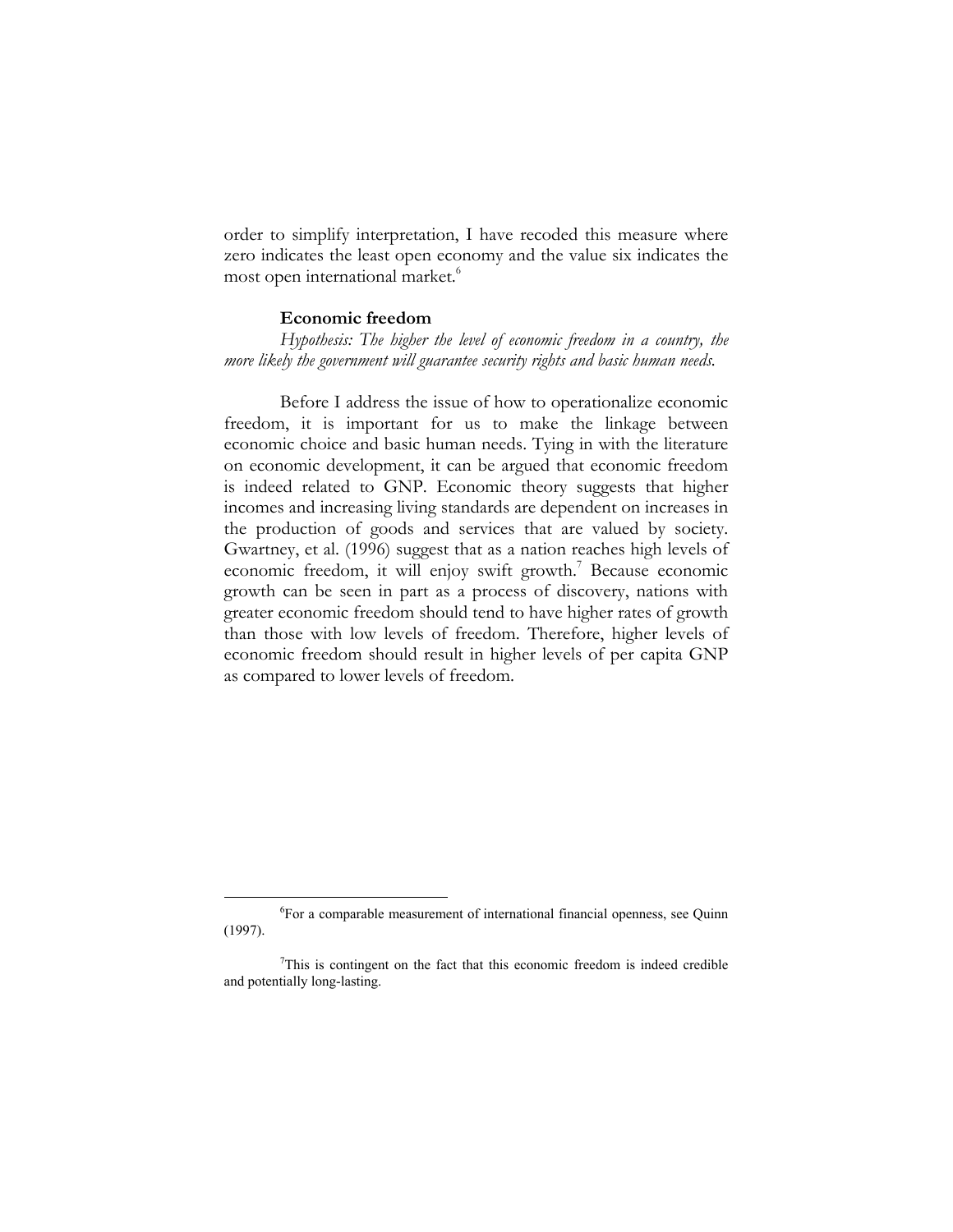order to simplify interpretation, I have recoded this measure where zero indicates the least open economy and the value six indicates the most open international market.[6]

### Economic freedom

*Hypothesis: The higher the level of economic freedom in a country, the more likely the government will guarantee security rights and basic human needs.*

Before I address the issue of how to operationalize economic freedom, it is important for us to make the linkage between economic choice and basic human needs. Tying in with the literature on economic development, it can be argued that economic freedom is indeed related to GNP. Economic theory suggests that higher incomes and increasing living standards are dependent on increases in the production of goods and services that are valued by society. Gwartney, et al. (1996) suggest that as a nation reaches high levels of economic freedom, it will enjoy swift growth.[7] Because economic growth can be seen in part as a process of discovery, nations with greater economic freedom should tend to have higher rates of growth than those with low levels of freedom. Therefore, higher levels of economic freedom should result in higher levels of per capita GNP as compared to lower levels of freedom.

---

[6]For a comparable measurement of international financial openness, see Quinn (1997).

[7]This is contingent on the fact that this economic freedom is indeed credible and potentially long-lasting.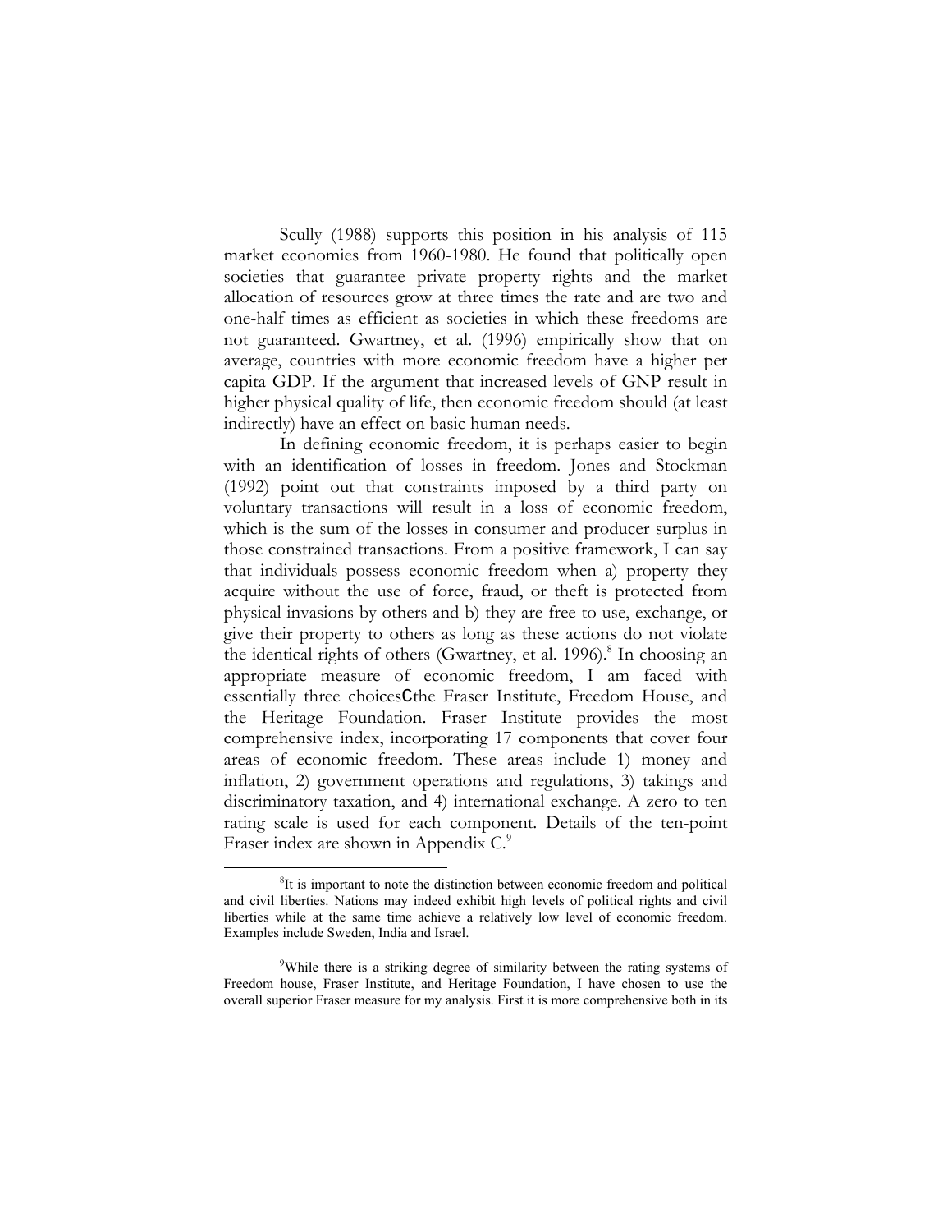Scully (1988) supports this position in his analysis of 115 market economies from 1960-1980. He found that politically open societies that guarantee private property rights and the market allocation of resources grow at three times the rate and are two and one-half times as efficient as societies in which these freedoms are not guaranteed. Gwartney, et al. (1996) empirically show that on average, countries with more economic freedom have a higher per capita GDP. If the argument that increased levels of GNP result in higher physical quality of life, then economic freedom should (at least indirectly) have an effect on basic human needs.

In defining economic freedom, it is perhaps easier to begin with an identification of losses in freedom. Jones and Stockman (1992) point out that constraints imposed by a third party on voluntary transactions will result in a loss of economic freedom, which is the sum of the losses in consumer and producer surplus in those constrained transactions. From a positive framework, I can say that individuals possess economic freedom when a) property they acquire without the use of force, fraud, or theft is protected from physical invasions by others and b) they are free to use, exchange, or give their property to others as long as these actions do not violate the identical rights of others (Gwartney, et al. 1996).[8] In choosing an appropriate measure of economic freedom, I am faced with essentially three choicesCthe Fraser Institute, Freedom House, and the Heritage Foundation. Fraser Institute provides the most comprehensive index, incorporating 17 components that cover four areas of economic freedom. These areas include 1) money and inflation, 2) government operations and regulations, 3) takings and discriminatory taxation, and 4) international exchange. A zero to ten rating scale is used for each component. Details of the ten-point Fraser index are shown in Appendix C.[9]

---

[8] It is important to note the distinction between economic freedom and political and civil liberties. Nations may indeed exhibit high levels of political rights and civil liberties while at the same time achieve a relatively low level of economic freedom. Examples include Sweden, India and Israel.

[9] While there is a striking degree of similarity between the rating systems of Freedom house, Fraser Institute, and Heritage Foundation, I have chosen to use the overall superior Fraser measure for my analysis. First it is more comprehensive both in its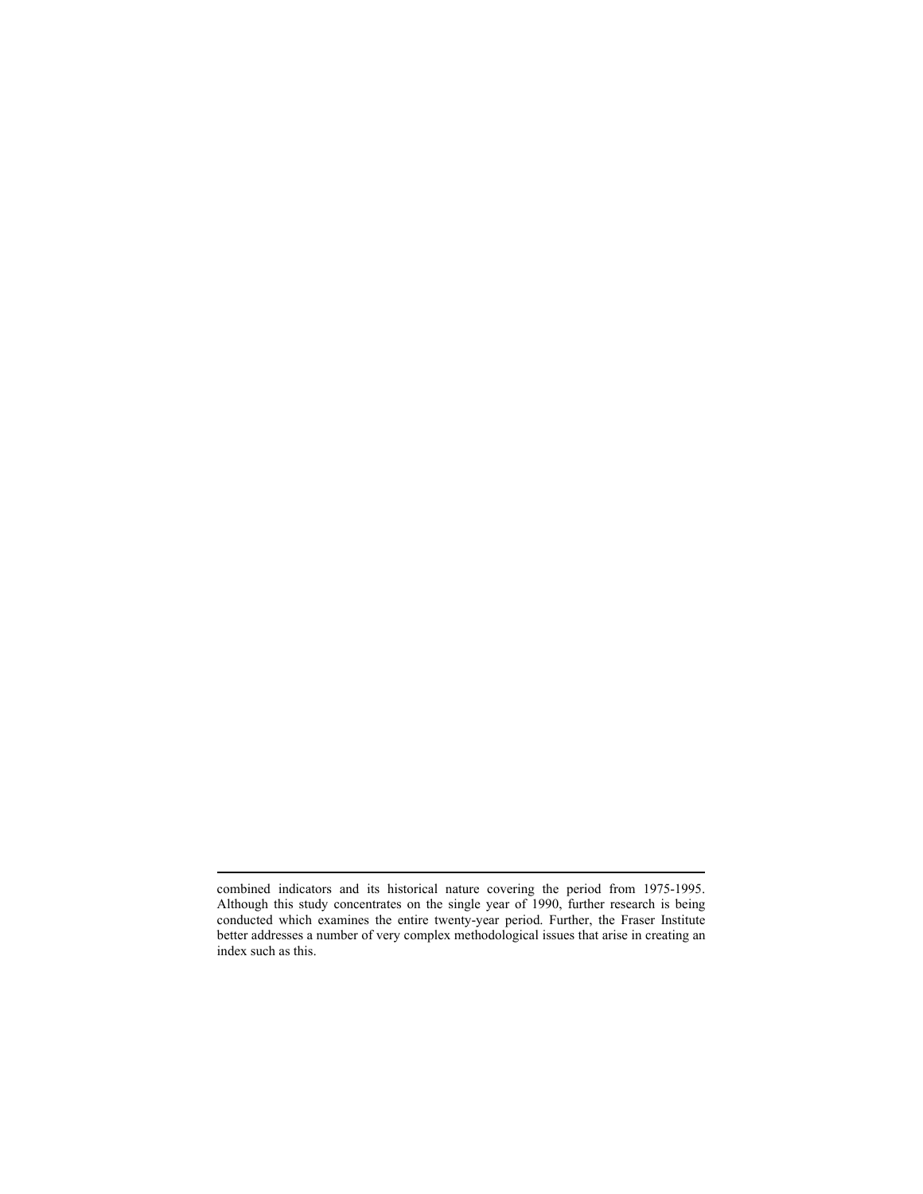combined indicators and its historical nature covering the period from 1975-1995. Although this study concentrates on the single year of 1990, further research is being conducted which examines the entire twenty-year period. Further, the Fraser Institute better addresses a number of very complex methodological issues that arise in creating an index such as this.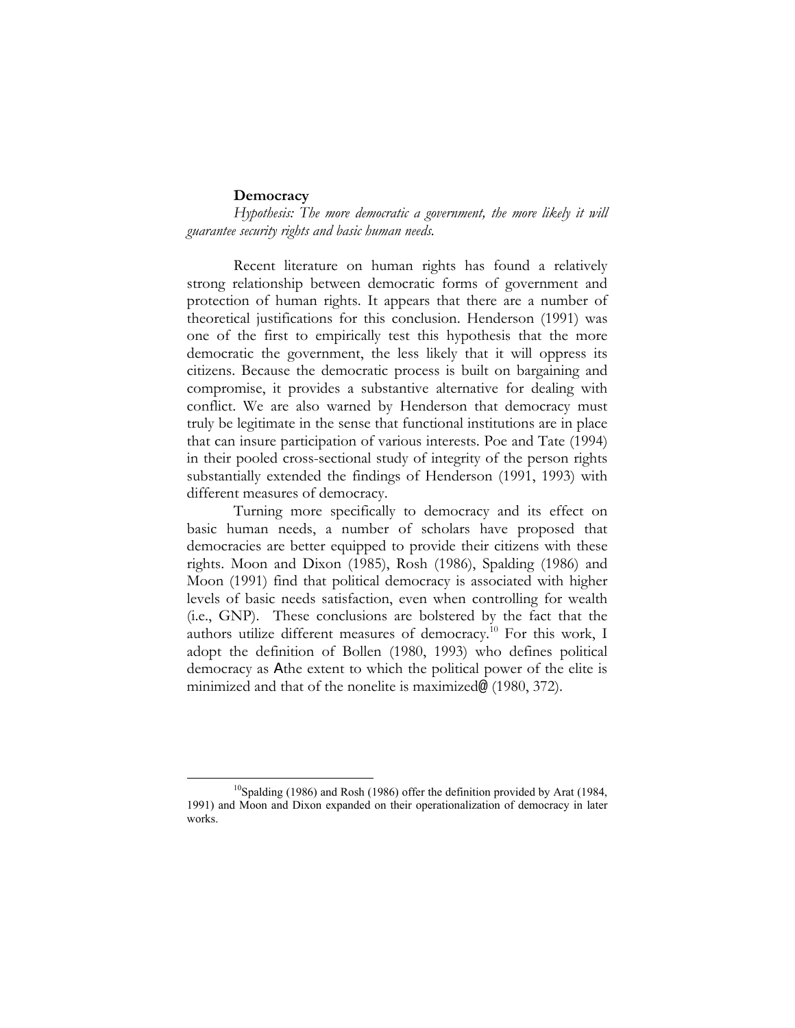**Democracy**

*Hypothesis: The more democratic a government, the more likely it will guarantee security rights and basic human needs.*

Recent literature on human rights has found a relatively strong relationship between democratic forms of government and protection of human rights. It appears that there are a number of theoretical justifications for this conclusion. Henderson (1991) was one of the first to empirically test this hypothesis that the more democratic the government, the less likely that it will oppress its citizens. Because the democratic process is built on bargaining and compromise, it provides a substantive alternative for dealing with conflict. We are also warned by Henderson that democracy must truly be legitimate in the sense that functional institutions are in place that can insure participation of various interests. Poe and Tate (1994) in their pooled cross-sectional study of integrity of the person rights substantially extended the findings of Henderson (1991, 1993) with different measures of democracy.

Turning more specifically to democracy and its effect on basic human needs, a number of scholars have proposed that democracies are better equipped to provide their citizens with these rights. Moon and Dixon (1985), Rosh (1986), Spalding (1986) and Moon (1991) find that political democracy is associated with higher levels of basic needs satisfaction, even when controlling for wealth (i.e., GNP). These conclusions are bolstered by the fact that the authors utilize different measures of democracy.[10] For this work, I adopt the definition of Bollen (1980, 1993) who defines political democracy as Athe extent to which the political power of the elite is minimized and that of the nonelite is maximized@ (1980, 372).

---

[10] Spalding (1986) and Rosh (1986) offer the definition provided by Arat (1984, 1991) and Moon and Dixon expanded on their operationalization of democracy in later works.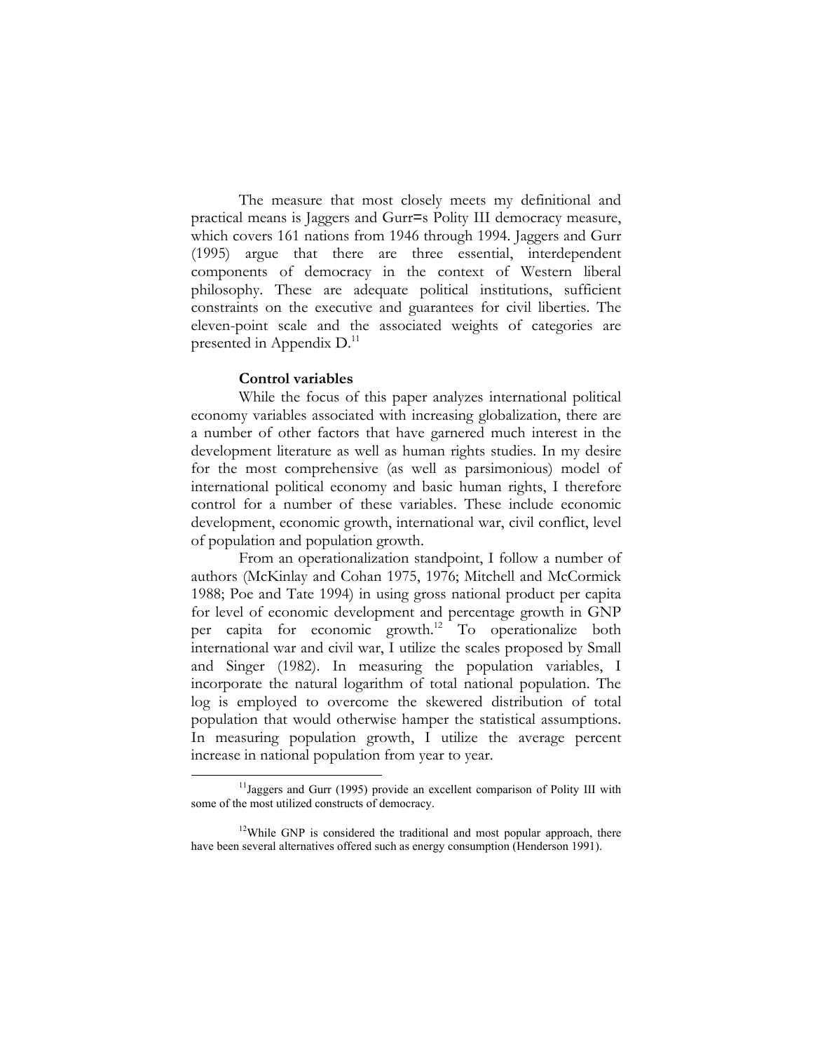The measure that most closely meets my definitional and practical means is Jaggers and Gurr=s Polity III democracy measure, which covers 161 nations from 1946 through 1994. Jaggers and Gurr (1995) argue that there are three essential, interdependent components of democracy in the context of Western liberal philosophy. These are adequate political institutions, sufficient constraints on the executive and guarantees for civil liberties. The eleven-point scale and the associated weights of categories are presented in Appendix D.[11]

**Control variables**

While the focus of this paper analyzes international political economy variables associated with increasing globalization, there are a number of other factors that have garnered much interest in the development literature as well as human rights studies. In my desire for the most comprehensive (as well as parsimonious) model of international political economy and basic human rights, I therefore control for a number of these variables. These include economic development, economic growth, international war, civil conflict, level of population and population growth.

From an operationalization standpoint, I follow a number of authors (McKinlay and Cohan 1975, 1976; Mitchell and McCormick 1988; Poe and Tate 1994) in using gross national product per capita for level of economic development and percentage growth in GNP per capita for economic growth.[12] To operationalize both international war and civil war, I utilize the scales proposed by Small and Singer (1982). In measuring the population variables, I incorporate the natural logarithm of total national population. The log is employed to overcome the skewered distribution of total population that would otherwise hamper the statistical assumptions. In measuring population growth, I utilize the average percent increase in national population from year to year.

[11] Jaggers and Gurr (1995) provide an excellent comparison of Polity III with some of the most utilized constructs of democracy.

[12] While GNP is considered the traditional and most popular approach, there have been several alternatives offered such as energy consumption (Henderson 1991).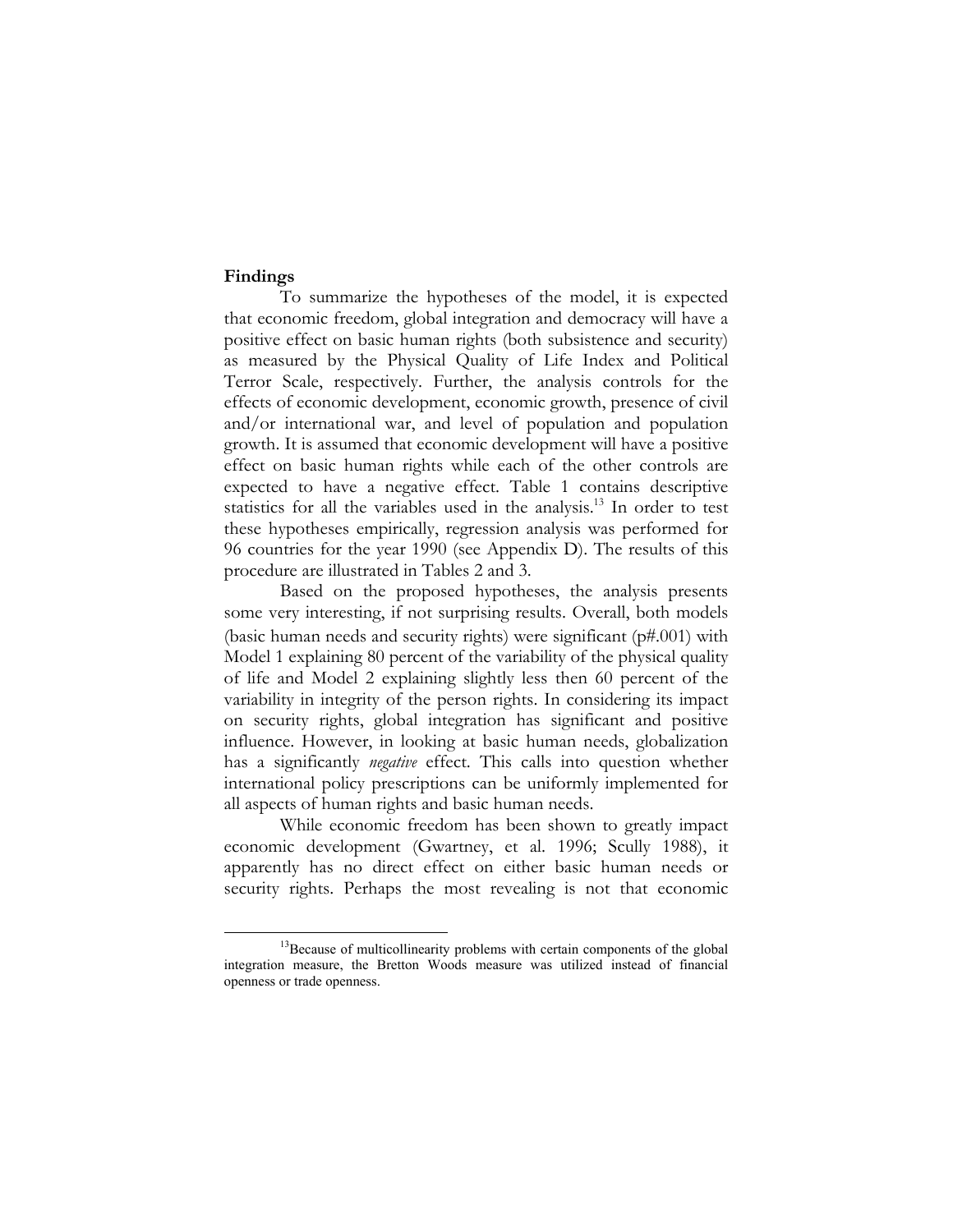**Findings**

To summarize the hypotheses of the model, it is expected that economic freedom, global integration and democracy will have a positive effect on basic human rights (both subsistence and security) as measured by the Physical Quality of Life Index and Political Terror Scale, respectively. Further, the analysis controls for the effects of economic development, economic growth, presence of civil and/or international war, and level of population and population growth. It is assumed that economic development will have a positive effect on basic human rights while each of the other controls are expected to have a negative effect. Table 1 contains descriptive statistics for all the variables used in the analysis.[13] In order to test these hypotheses empirically, regression analysis was performed for 96 countries for the year 1990 (see Appendix D). The results of this procedure are illustrated in Tables 2 and 3.

Based on the proposed hypotheses, the analysis presents some very interesting, if not surprising results. Overall, both models (basic human needs and security rights) were significant (p#.001) with Model 1 explaining 80 percent of the variability of the physical quality of life and Model 2 explaining slightly less then 60 percent of the variability in integrity of the person rights. In considering its impact on security rights, global integration has significant and positive influence. However, in looking at basic human needs, globalization has a significantly *negative* effect. This calls into question whether international policy prescriptions can be uniformly implemented for all aspects of human rights and basic human needs.

While economic freedom has been shown to greatly impact economic development (Gwartney, et al. 1996; Scully 1988), it apparently has no direct effect on either basic human needs or security rights. Perhaps the most revealing is not that economic

[13] Because of multicollinearity problems with certain components of the global integration measure, the Bretton Woods measure was utilized instead of financial openness or trade openness.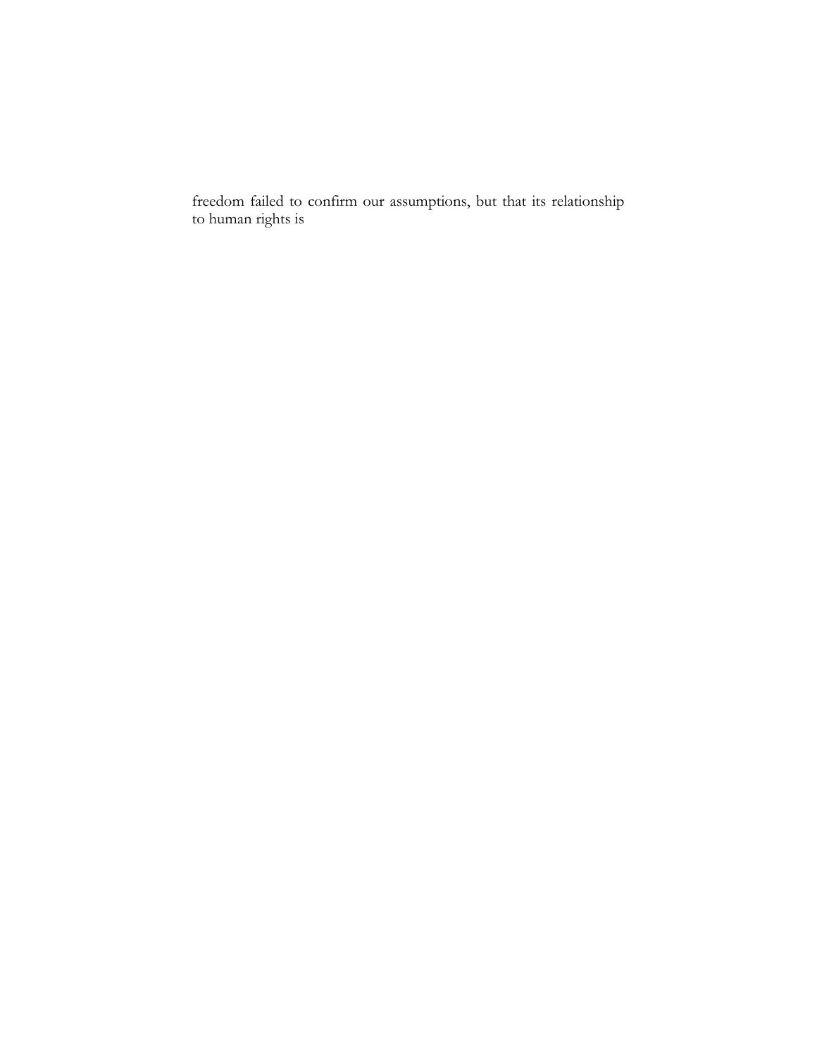freedom failed to confirm our assumptions, but that its relationship to human rights is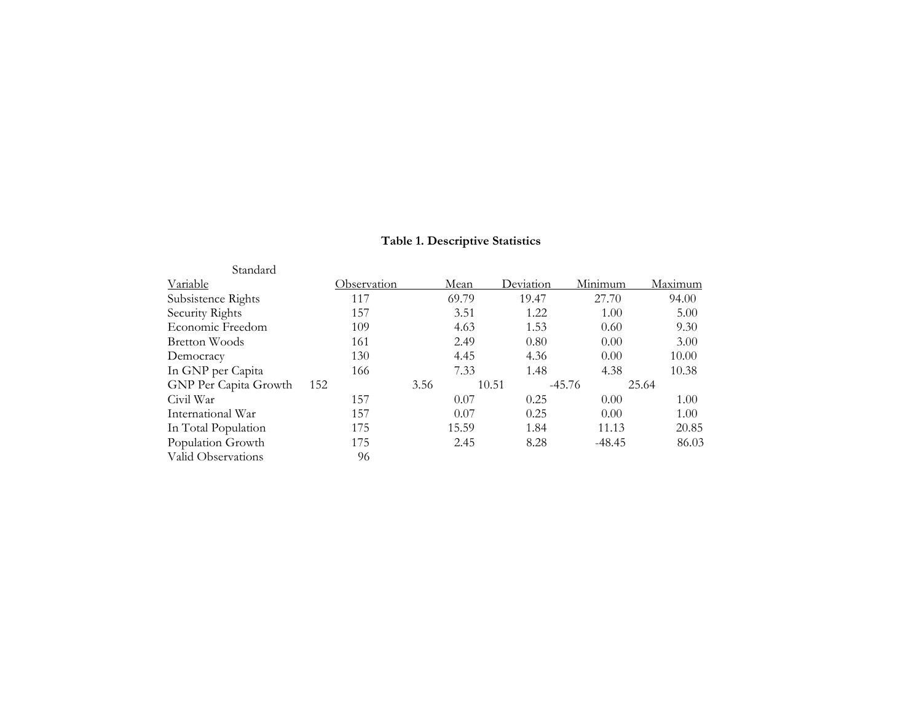**Table 1. Descriptive Statistics**

| Variable | Observation | Mean | Standard Deviation | Minimum | Maximum |
|---|---|---|---|---|---|
| Subsistence Rights | 117 | 69.79 | 19.47 | 27.70 | 94.00 |
| Security Rights | 157 | 3.51 | 1.22 | 1.00 | 5.00 |
| Economic Freedom | 109 | 4.63 | 1.53 | 0.60 | 9.30 |
| Bretton Woods | 161 | 2.49 | 0.80 | 0.00 | 3.00 |
| Democracy | 130 | 4.45 | 4.36 | 0.00 | 10.00 |
| ln GNP per Capita | 166 | 7.33 | 1.48 | 4.38 | 10.38 |
| GNP Per Capita Growth | 152 | 3.56 | 10.51 | -45.76 | 25.64 |
| Civil War | 157 | 0.07 | 0.25 | 0.00 | 1.00 |
| International War | 157 | 0.07 | 0.25 | 0.00 | 1.00 |
| ln Total Population | 175 | 15.59 | 1.84 | 11.13 | 20.85 |
| Population Growth | 175 | 2.45 | 8.28 | -48.45 | 86.03 |
| Valid Observations | 96 | | | | |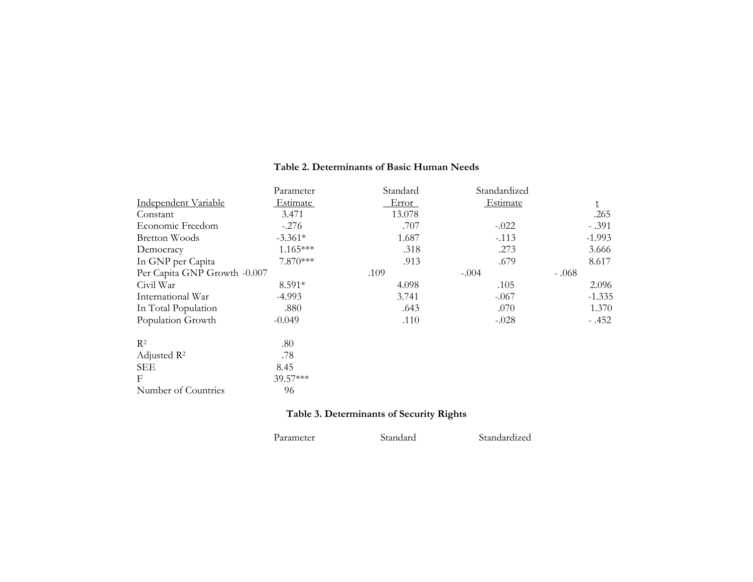**Table 2. Determinants of Basic Human Needs**

| Independent Variable | Parameter Estimate | Standard Error | Standardized Estimate | t |
|---|---|---|---|---|
| Constant | 3.471 | 13.078 | | .265 |
| Economic Freedom | -.276 | .707 | -.022 | - .391 |
| Bretton Woods | -3.361* | 1.687 | -.113 | -1.993 |
| Democracy | 1.165*** | .318 | .273 | 3.666 |
| ln GNP per Capita | 7.870*** | .913 | .679 | 8.617 |
| Per Capita GNP Growth | -0.007 | .109 | -.004 | - .068 |
| Civil War | 8.591* | 4.098 | .105 | 2.096 |
| International War | -4.993 | 3.741 | -.067 | -1.335 |
| ln Total Population | .880 | .643 | .070 | 1.370 |
| Population Growth | -0.049 | .110 | -.028 | - .452 |
| | | | | |
| $R^2$ | .80 | | | |
| Adjusted $R^2$ | .78 | | | |
| SEE | 8.45 | | | |
| F | 39.57*** | | | |
| Number of Countries | 96 | | | |

**Table 3. Determinants of Security Rights**

| | Parameter | Standard | Standardized | |
|---|---|---|---|---|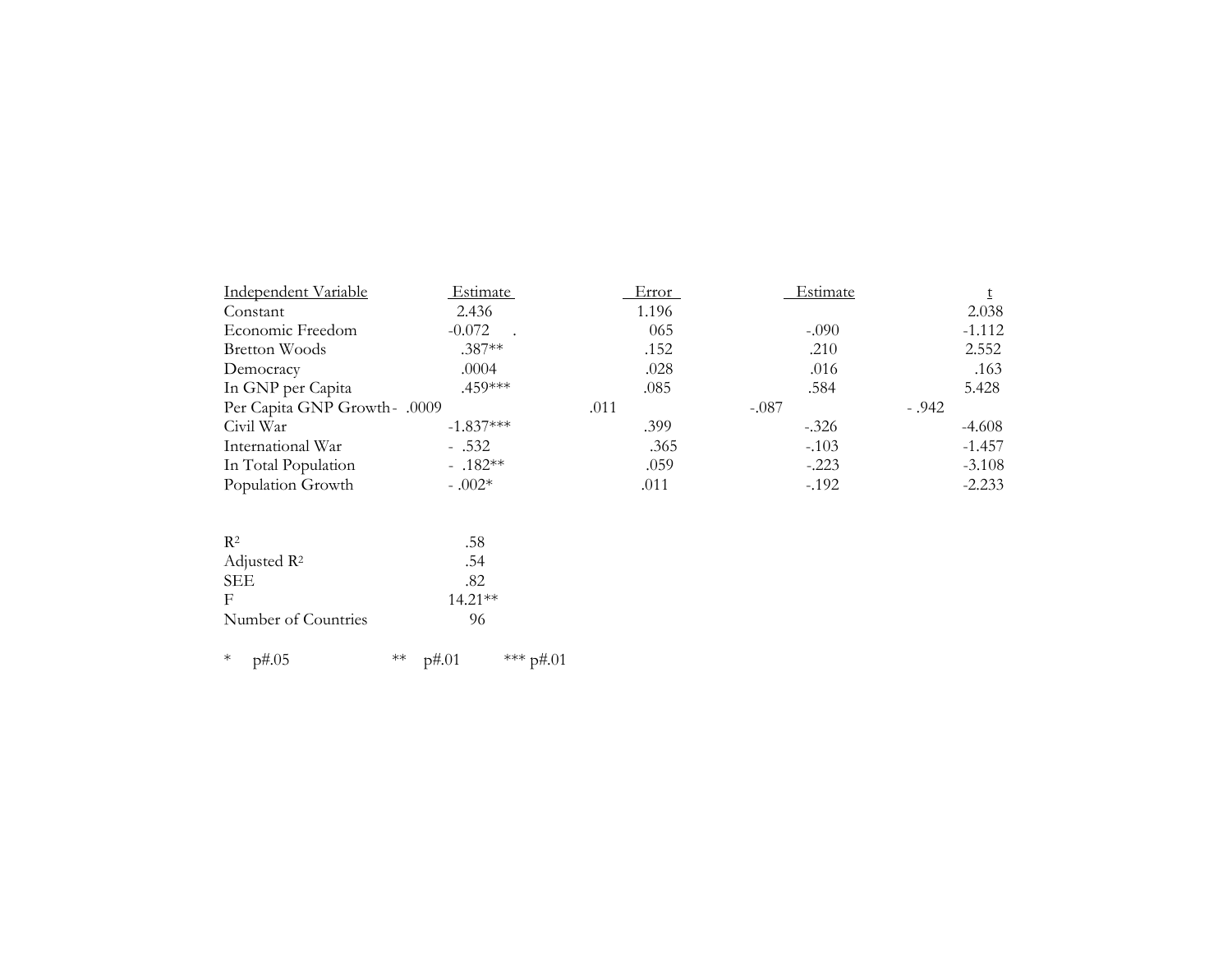| Independent Variable | Estimate | Error | Estimate | t |
|---|---|---|---|---|
| Constant | 2.436 | 1.196 | | 2.038 |
| Economic Freedom | -0.072 . | 065 | -.090 | -1.112 |
| Bretton Woods | .387** | .152 | .210 | 2.552 |
| Democracy | .0004 | .028 | .016 | .163 |
| ln GNP per Capita | .459*** | .085 | .584 | 5.428 |
| Per Capita GNP Growth | - .0009 | .011 | -.087 | - .942 |
| Civil War | -1.837*** | .399 | -.326 | -4.608 |
| International War | - .532 | .365 | -.103 | -1.457 |
| ln Total Population | - .182** | .059 | -.223 | -3.108 |
| Population Growth | - .002* | .011 | -.192 | -2.233 |

| | |
|---|---|
| $R^2$ | .58 |
| Adjusted $R^2$ | .54 |
| SEE | .82 |
| F | 14.21** |
| Number of Countries | 96 |

\* p#.05 ** p#.01 *** p#.01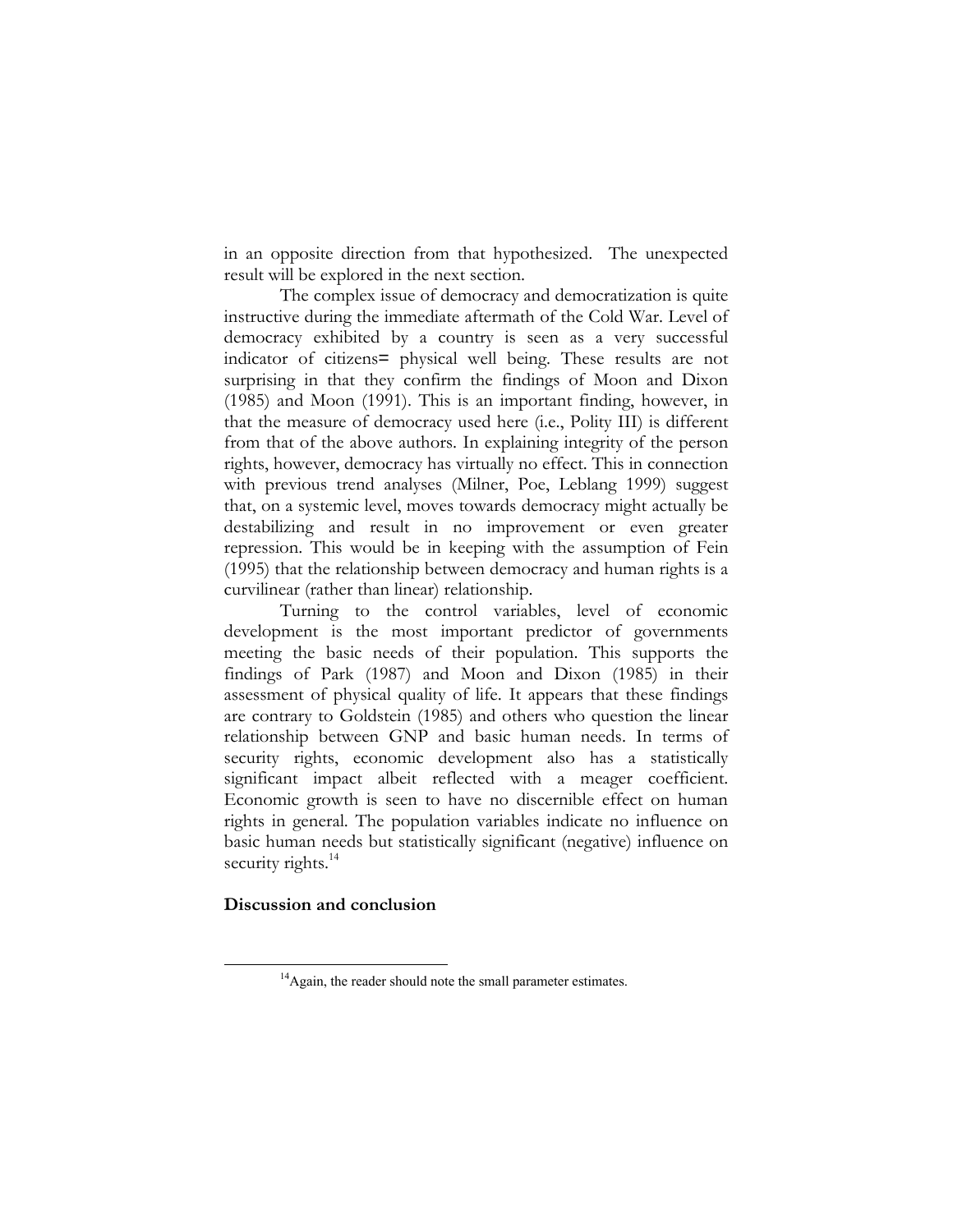in an opposite direction from that hypothesized. The unexpected result will be explored in the next section.

The complex issue of democracy and democratization is quite instructive during the immediate aftermath of the Cold War. Level of democracy exhibited by a country is seen as a very successful indicator of citizens= physical well being. These results are not surprising in that they confirm the findings of Moon and Dixon (1985) and Moon (1991). This is an important finding, however, in that the measure of democracy used here (i.e., Polity III) is different from that of the above authors. In explaining integrity of the person rights, however, democracy has virtually no effect. This in connection with previous trend analyses (Milner, Poe, Leblang 1999) suggest that, on a systemic level, moves towards democracy might actually be destabilizing and result in no improvement or even greater repression. This would be in keeping with the assumption of Fein (1995) that the relationship between democracy and human rights is a curvilinear (rather than linear) relationship.

Turning to the control variables, level of economic development is the most important predictor of governments meeting the basic needs of their population. This supports the findings of Park (1987) and Moon and Dixon (1985) in their assessment of physical quality of life. It appears that these findings are contrary to Goldstein (1985) and others who question the linear relationship between GNP and basic human needs. In terms of security rights, economic development also has a statistically significant impact albeit reflected with a meager coefficient. Economic growth is seen to have no discernible effect on human rights in general. The population variables indicate no influence on basic human needs but statistically significant (negative) influence on security rights.[14]

## Discussion and conclusion

[14] Again, the reader should note the small parameter estimates.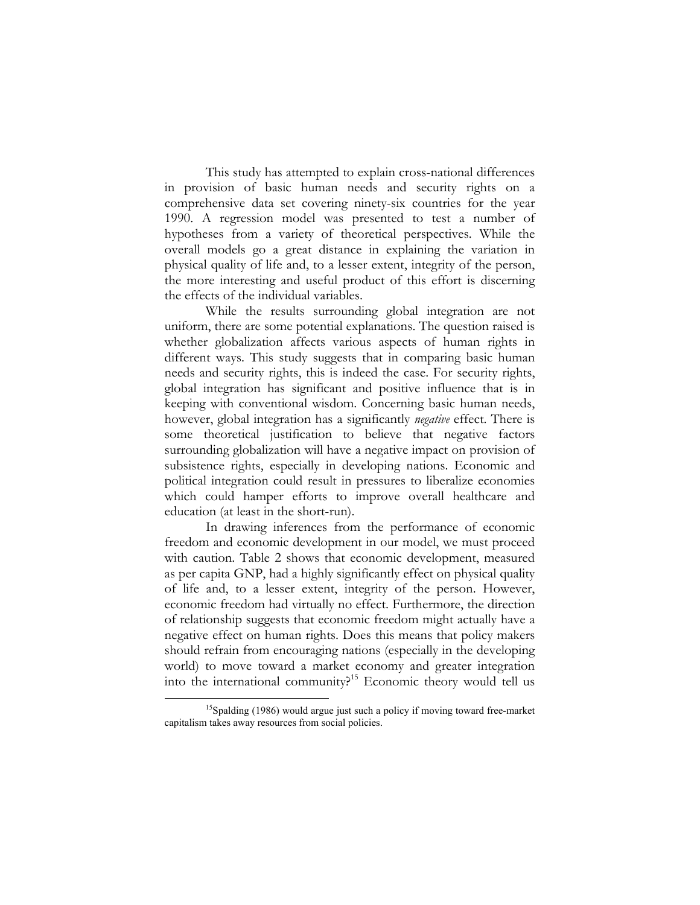This study has attempted to explain cross-national differences in provision of basic human needs and security rights on a comprehensive data set covering ninety-six countries for the year 1990. A regression model was presented to test a number of hypotheses from a variety of theoretical perspectives. While the overall models go a great distance in explaining the variation in physical quality of life and, to a lesser extent, integrity of the person, the more interesting and useful product of this effort is discerning the effects of the individual variables.

While the results surrounding global integration are not uniform, there are some potential explanations. The question raised is whether globalization affects various aspects of human rights in different ways. This study suggests that in comparing basic human needs and security rights, this is indeed the case. For security rights, global integration has significant and positive influence that is in keeping with conventional wisdom. Concerning basic human needs, however, global integration has a significantly *negative* effect. There is some theoretical justification to believe that negative factors surrounding globalization will have a negative impact on provision of subsistence rights, especially in developing nations. Economic and political integration could result in pressures to liberalize economies which could hamper efforts to improve overall healthcare and education (at least in the short-run).

In drawing inferences from the performance of economic freedom and economic development in our model, we must proceed with caution. Table 2 shows that economic development, measured as per capita GNP, had a highly significantly effect on physical quality of life and, to a lesser extent, integrity of the person. However, economic freedom had virtually no effect. Furthermore, the direction of relationship suggests that economic freedom might actually have a negative effect on human rights. Does this means that policy makers should refrain from encouraging nations (especially in the developing world) to move toward a market economy and greater integration into the international community?[15] Economic theory would tell us

[15] Spalding (1986) would argue just such a policy if moving toward free-market capitalism takes away resources from social policies.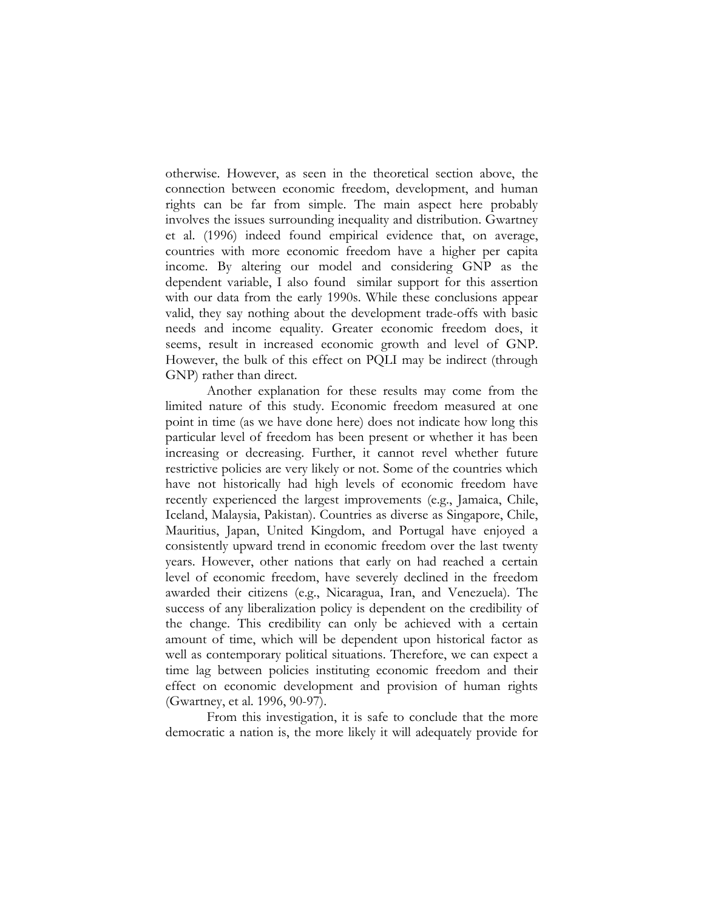otherwise. However, as seen in the theoretical section above, the connection between economic freedom, development, and human rights can be far from simple. The main aspect here probably involves the issues surrounding inequality and distribution. Gwartney et al. (1996) indeed found empirical evidence that, on average, countries with more economic freedom have a higher per capita income. By altering our model and considering GNP as the dependent variable, I also found similar support for this assertion with our data from the early 1990s. While these conclusions appear valid, they say nothing about the development trade-offs with basic needs and income equality. Greater economic freedom does, it seems, result in increased economic growth and level of GNP. However, the bulk of this effect on PQLI may be indirect (through GNP) rather than direct.

Another explanation for these results may come from the limited nature of this study. Economic freedom measured at one point in time (as we have done here) does not indicate how long this particular level of freedom has been present or whether it has been increasing or decreasing. Further, it cannot revel whether future restrictive policies are very likely or not. Some of the countries which have not historically had high levels of economic freedom have recently experienced the largest improvements (e.g., Jamaica, Chile, Iceland, Malaysia, Pakistan). Countries as diverse as Singapore, Chile, Mauritius, Japan, United Kingdom, and Portugal have enjoyed a consistently upward trend in economic freedom over the last twenty years. However, other nations that early on had reached a certain level of economic freedom, have severely declined in the freedom awarded their citizens (e.g., Nicaragua, Iran, and Venezuela). The success of any liberalization policy is dependent on the credibility of the change. This credibility can only be achieved with a certain amount of time, which will be dependent upon historical factor as well as contemporary political situations. Therefore, we can expect a time lag between policies instituting economic freedom and their effect on economic development and provision of human rights (Gwartney, et al. 1996, 90-97).

From this investigation, it is safe to conclude that the more democratic a nation is, the more likely it will adequately provide for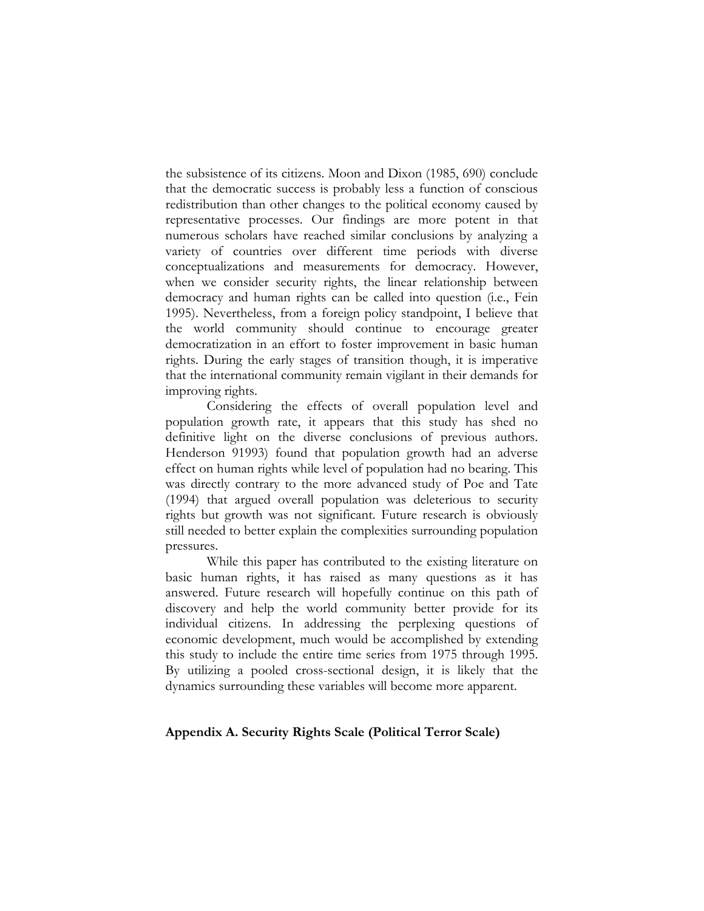the subsistence of its citizens. Moon and Dixon (1985, 690) conclude that the democratic success is probably less a function of conscious redistribution than other changes to the political economy caused by representative processes. Our findings are more potent in that numerous scholars have reached similar conclusions by analyzing a variety of countries over different time periods with diverse conceptualizations and measurements for democracy. However, when we consider security rights, the linear relationship between democracy and human rights can be called into question (i.e., Fein 1995). Nevertheless, from a foreign policy standpoint, I believe that the world community should continue to encourage greater democratization in an effort to foster improvement in basic human rights. During the early stages of transition though, it is imperative that the international community remain vigilant in their demands for improving rights.

Considering the effects of overall population level and population growth rate, it appears that this study has shed no definitive light on the diverse conclusions of previous authors. Henderson 91993) found that population growth had an adverse effect on human rights while level of population had no bearing. This was directly contrary to the more advanced study of Poe and Tate (1994) that argued overall population was deleterious to security rights but growth was not significant. Future research is obviously still needed to better explain the complexities surrounding population pressures.

While this paper has contributed to the existing literature on basic human rights, it has raised as many questions as it has answered. Future research will hopefully continue on this path of discovery and help the world community better provide for its individual citizens. In addressing the perplexing questions of economic development, much would be accomplished by extending this study to include the entire time series from 1975 through 1995. By utilizing a pooled cross-sectional design, it is likely that the dynamics surrounding these variables will become more apparent.

## Appendix A. Security Rights Scale (Political Terror Scale)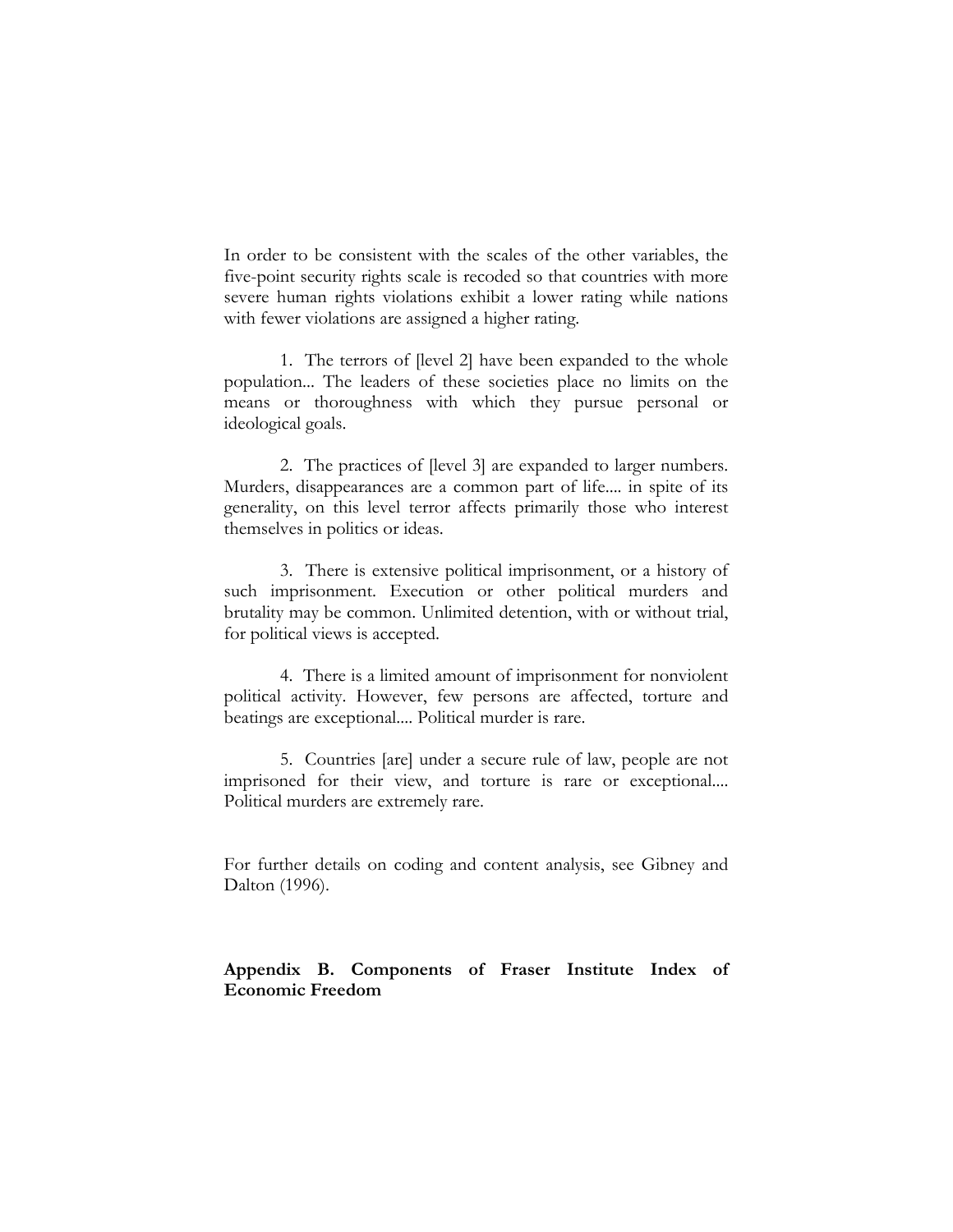In order to be consistent with the scales of the other variables, the five-point security rights scale is recoded so that countries with more severe human rights violations exhibit a lower rating while nations with fewer violations are assigned a higher rating.

1. The terrors of [level 2] have been expanded to the whole population... The leaders of these societies place no limits on the means or thoroughness with which they pursue personal or ideological goals.

2. The practices of [level 3] are expanded to larger numbers. Murders, disappearances are a common part of life.... in spite of its generality, on this level terror affects primarily those who interest themselves in politics or ideas.

3. There is extensive political imprisonment, or a history of such imprisonment. Execution or other political murders and brutality may be common. Unlimited detention, with or without trial, for political views is accepted.

4. There is a limited amount of imprisonment for nonviolent political activity. However, few persons are affected, torture and beatings are exceptional.... Political murder is rare.

5. Countries [are] under a secure rule of law, people are not imprisoned for their view, and torture is rare or exceptional.... Political murders are extremely rare.

For further details on coding and content analysis, see Gibney and Dalton (1996).

## Appendix B. Components of Fraser Institute Index of Economic Freedom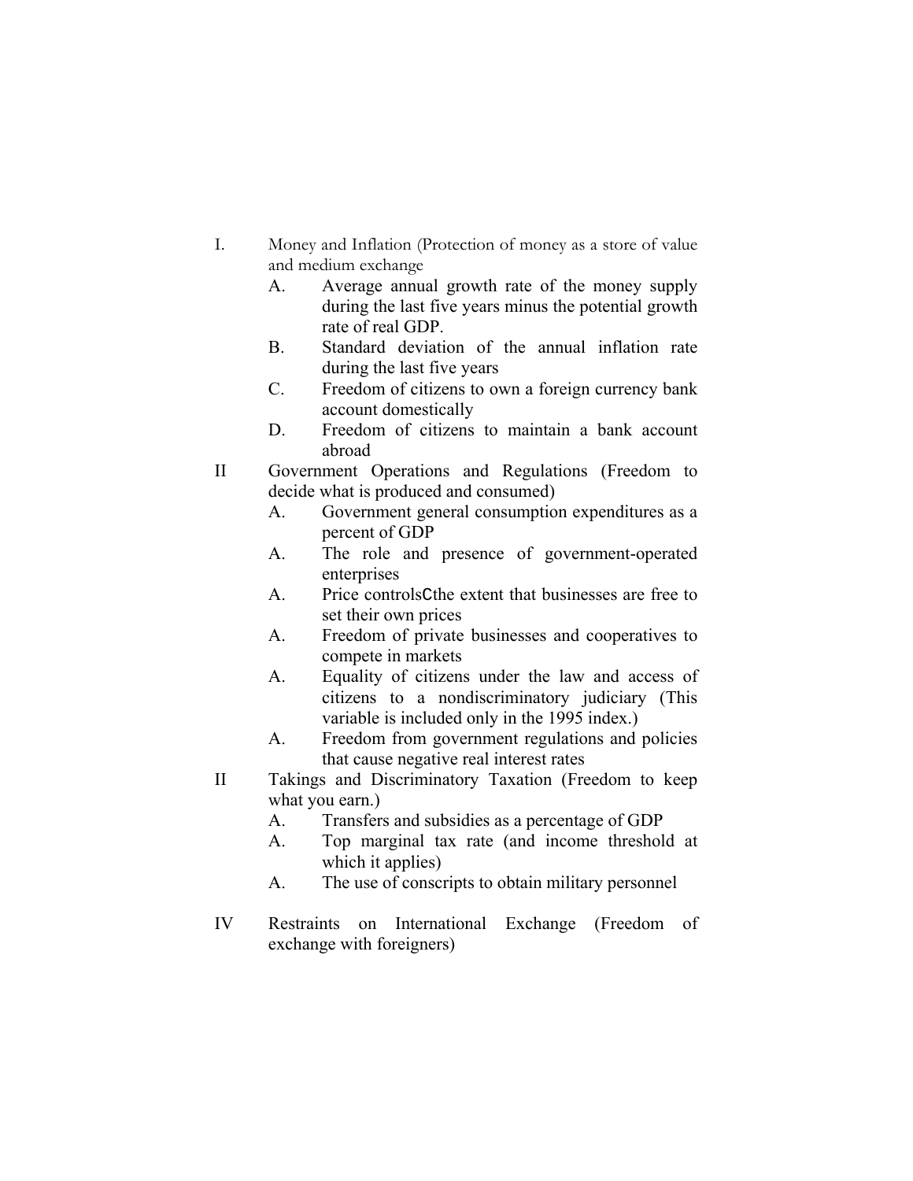I. Money and Inflation (Protection of money as a store of value and medium exchange
   A. Average annual growth rate of the money supply during the last five years minus the potential growth rate of real GDP.
   B. Standard deviation of the annual inflation rate during the last five years
   C. Freedom of citizens to own a foreign currency bank account domestically
   D. Freedom of citizens to maintain a bank account abroad

II Government Operations and Regulations (Freedom to decide what is produced and consumed)
   A. Government general consumption expenditures as a percent of GDP
   A. The role and presence of government-operated enterprises
   A. Price controlsCthe extent that businesses are free to set their own prices
   A. Freedom of private businesses and cooperatives to compete in markets
   A. Equality of citizens under the law and access of citizens to a nondiscriminatory judiciary (This variable is included only in the 1995 index.)
   A. Freedom from government regulations and policies that cause negative real interest rates

II Takings and Discriminatory Taxation (Freedom to keep what you earn.)
   A. Transfers and subsidies as a percentage of GDP
   A. Top marginal tax rate (and income threshold at which it applies)
   A. The use of conscripts to obtain military personnel

IV Restraints on International Exchange (Freedom of exchange with foreigners)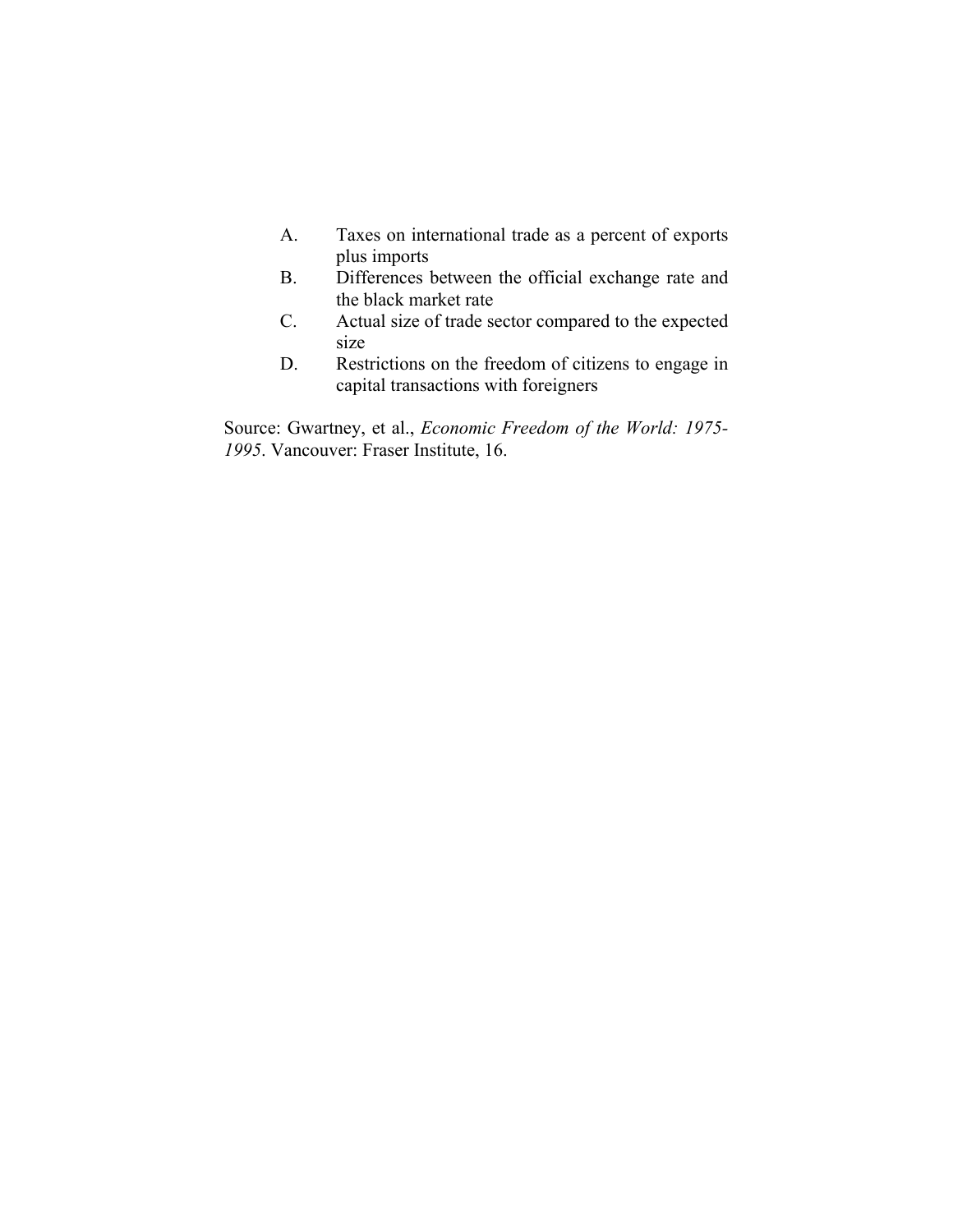A. Taxes on international trade as a percent of exports plus imports
B. Differences between the official exchange rate and the black market rate
C. Actual size of trade sector compared to the expected size
D. Restrictions on the freedom of citizens to engage in capital transactions with foreigners

Source: Gwartney, et al., *Economic Freedom of the World: 1975-1995*. Vancouver: Fraser Institute, 16.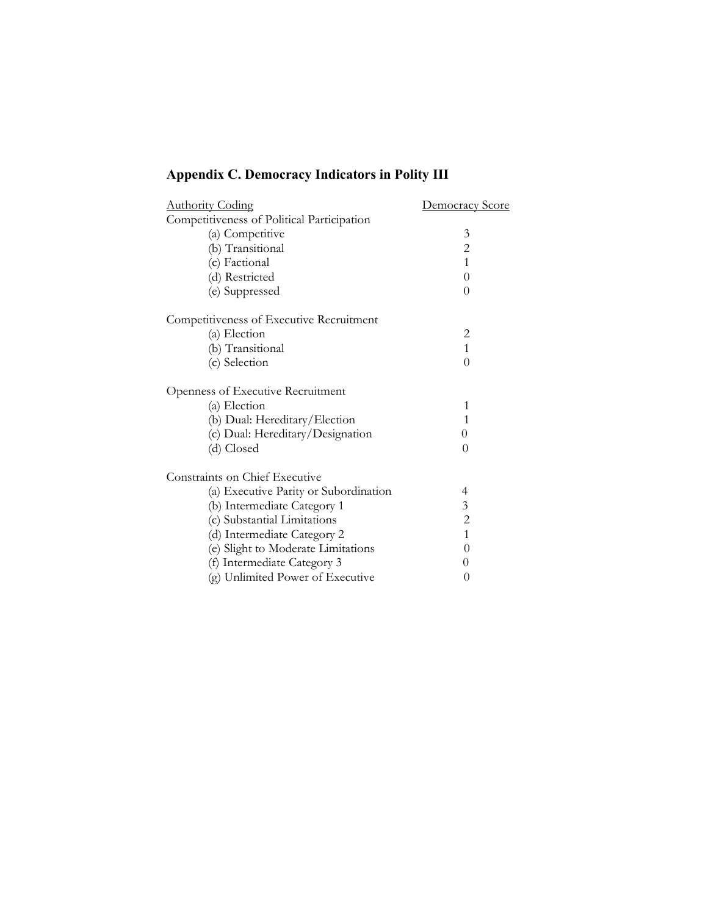## Appendix C. Democracy Indicators in Polity III

| Authority Coding | Democracy Score |
|---|---|
| Competitiveness of Political Participation | |
| (a) Competitive | 3 |
| (b) Transitional | 2 |
| (c) Factional | 1 |
| (d) Restricted | 0 |
| (e) Suppressed | 0 |
| | |
| Competitiveness of Executive Recruitment | |
| (a) Election | 2 |
| (b) Transitional | 1 |
| (c) Selection | 0 |
| | |
| Openness of Executive Recruitment | |
| (a) Election | 1 |
| (b) Dual: Hereditary/Election | 1 |
| (c) Dual: Hereditary/Designation | 0 |
| (d) Closed | 0 |
| | |
| Constraints on Chief Executive | |
| (a) Executive Parity or Subordination | 4 |
| (b) Intermediate Category 1 | 3 |
| (c) Substantial Limitations | 2 |
| (d) Intermediate Category 2 | 1 |
| (e) Slight to Moderate Limitations | 0 |
| (f) Intermediate Category 3 | 0 |
| (g) Unlimited Power of Executive | 0 |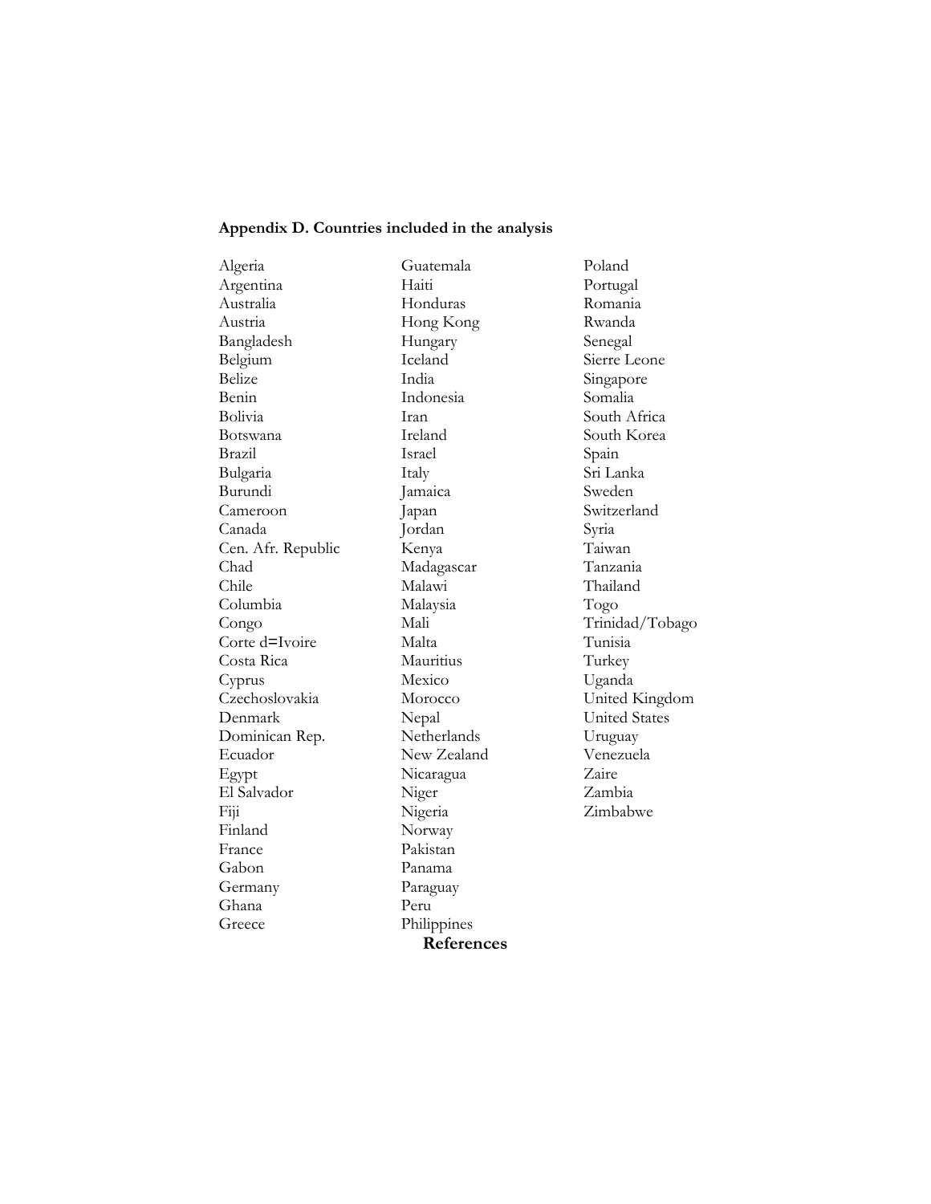**Appendix D. Countries included in the analysis**

Algeria
Argentina
Australia
Austria
Bangladesh
Belgium
Belize
Benin
Bolivia
Botswana
Brazil
Bulgaria
Burundi
Cameroon
Canada
Cen. Afr. Republic
Chad
Chile
Columbia
Congo
Corte d=Ivoire
Costa Rica
Cyprus
Czechoslovakia
Denmark
Dominican Rep.
Ecuador
Egypt
El Salvador
Fiji
Finland
France
Gabon
Germany
Ghana
Greece
Guatemala
Haiti
Honduras
Hong Kong
Hungary
Iceland
India
Indonesia
Iran
Ireland
Israel
Italy
Jamaica
Japan
Jordan
Kenya
Madagascar
Malawi
Malaysia
Mali
Malta
Mauritius
Mexico
Morocco
Nepal
Netherlands
New Zealand
Nicaragua
Niger
Nigeria
Norway
Pakistan
Panama
Paraguay
Peru
Philippines
Poland
Portugal
Romania
Rwanda
Senegal
Sierre Leone
Singapore
Somalia
South Africa
South Korea
Spain
Sri Lanka
Sweden
Switzerland
Syria
Taiwan
Tanzania
Thailand
Togo
Trinidad/Tobago
Tunisia
Turkey
Uganda
United Kingdom
United States
Uruguay
Venezuela
Zaire
Zambia
Zimbabwe

## References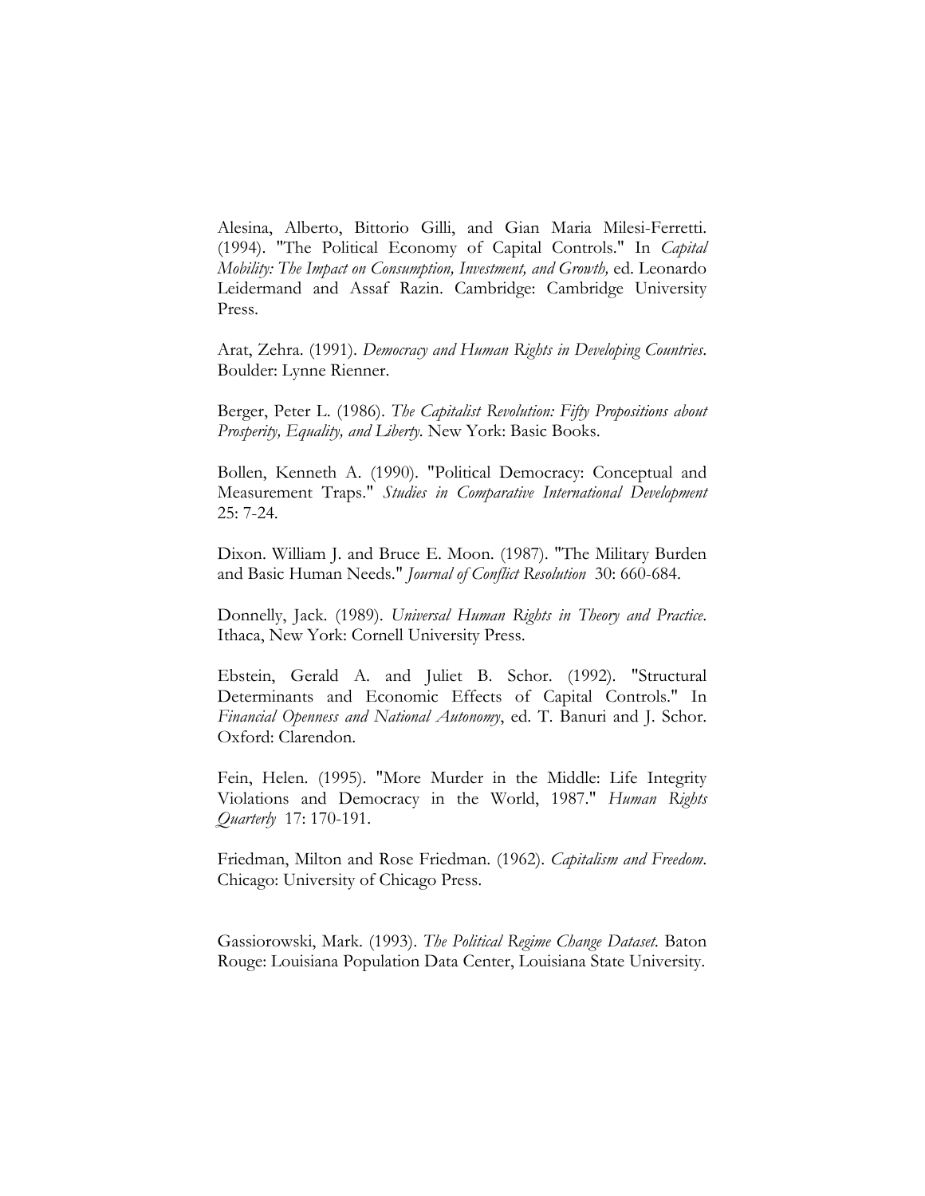Alesina, Alberto, Bittorio Gilli, and Gian Maria Milesi-Ferretti. (1994). "The Political Economy of Capital Controls." In *Capital Mobility: The Impact on Consumption, Investment, and Growth,* ed. Leonardo Leidermand and Assaf Razin. Cambridge: Cambridge University Press.

Arat, Zehra. (1991). *Democracy and Human Rights in Developing Countries*. Boulder: Lynne Rienner.

Berger, Peter L. (1986). *The Capitalist Revolution: Fifty Propositions about Prosperity, Equality, and Liberty*. New York: Basic Books.

Bollen, Kenneth A. (1990). "Political Democracy: Conceptual and Measurement Traps." *Studies in Comparative International Development* 25: 7-24.

Dixon. William J. and Bruce E. Moon. (1987). "The Military Burden and Basic Human Needs." *Journal of Conflict Resolution* 30: 660-684.

Donnelly, Jack. (1989). *Universal Human Rights in Theory and Practice*. Ithaca, New York: Cornell University Press.

Ebstein, Gerald A. and Juliet B. Schor. (1992). "Structural Determinants and Economic Effects of Capital Controls." In *Financial Openness and National Autonomy*, ed. T. Banuri and J. Schor. Oxford: Clarendon.

Fein, Helen. (1995). "More Murder in the Middle: Life Integrity Violations and Democracy in the World, 1987." *Human Rights Quarterly* 17: 170-191.

Friedman, Milton and Rose Friedman. (1962). *Capitalism and Freedom*. Chicago: University of Chicago Press.

Gassiorowski, Mark. (1993). *The Political Regime Change Dataset.* Baton Rouge: Louisiana Population Data Center, Louisiana State University.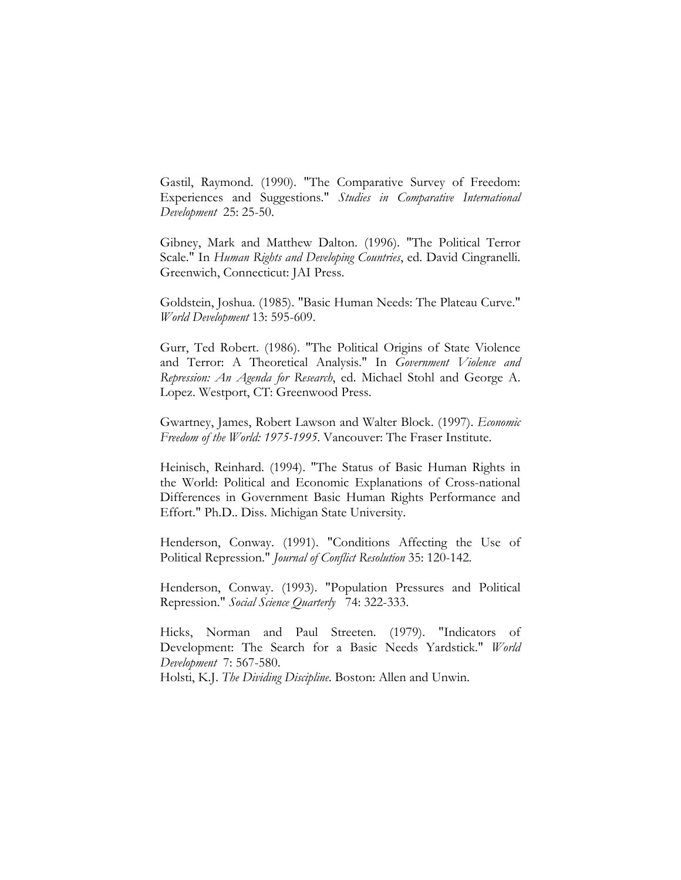Gastil, Raymond. (1990). "The Comparative Survey of Freedom: Experiences and Suggestions." *Studies in Comparative International Development* 25: 25-50.

Gibney, Mark and Matthew Dalton. (1996). "The Political Terror Scale." In *Human Rights and Developing Countries*, ed. David Cingranelli. Greenwich, Connecticut: JAI Press.

Goldstein, Joshua. (1985). "Basic Human Needs: The Plateau Curve." *World Development* 13: 595-609.

Gurr, Ted Robert. (1986). "The Political Origins of State Violence and Terror: A Theoretical Analysis." In *Government Violence and Repression: An Agenda for Research*, ed. Michael Stohl and George A. Lopez. Westport, CT: Greenwood Press.

Gwartney, James, Robert Lawson and Walter Block. (1997). *Economic Freedom of the World: 1975-1995*. Vancouver: The Fraser Institute.

Heinisch, Reinhard. (1994). "The Status of Basic Human Rights in the World: Political and Economic Explanations of Cross-national Differences in Government Basic Human Rights Performance and Effort." Ph.D.. Diss. Michigan State University.

Henderson, Conway. (1991). "Conditions Affecting the Use of Political Repression." *Journal of Conflict Resolution* 35: 120-142.

Henderson, Conway. (1993). "Population Pressures and Political Repression." *Social Science Quarterly* 74: 322-333.

Hicks, Norman and Paul Streeten. (1979). "Indicators of Development: The Search for a Basic Needs Yardstick." *World Development* 7: 567-580.

Holsti, K.J. *The Dividing Discipline*. Boston: Allen and Unwin.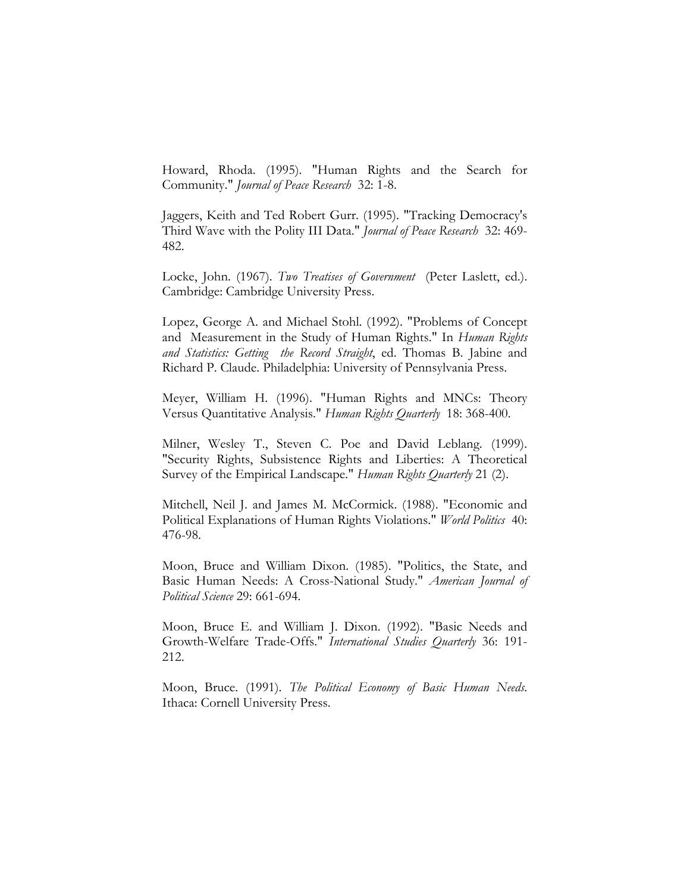Howard, Rhoda. (1995). "Human Rights and the Search for Community." *Journal of Peace Research* 32: 1-8.

Jaggers, Keith and Ted Robert Gurr. (1995). "Tracking Democracy's Third Wave with the Polity III Data." *Journal of Peace Research* 32: 469-482.

Locke, John. (1967). *Two Treatises of Government* (Peter Laslett, ed.). Cambridge: Cambridge University Press.

Lopez, George A. and Michael Stohl. (1992). "Problems of Concept and Measurement in the Study of Human Rights." In *Human Rights and Statistics: Getting the Record Straight*, ed. Thomas B. Jabine and Richard P. Claude. Philadelphia: University of Pennsylvania Press.

Meyer, William H. (1996). "Human Rights and MNCs: Theory Versus Quantitative Analysis." *Human Rights Quarterly* 18: 368-400.

Milner, Wesley T., Steven C. Poe and David Leblang. (1999). "Security Rights, Subsistence Rights and Liberties: A Theoretical Survey of the Empirical Landscape." *Human Rights Quarterly* 21 (2).

Mitchell, Neil J. and James M. McCormick. (1988). "Economic and Political Explanations of Human Rights Violations." *World Politics* 40: 476-98.

Moon, Bruce and William Dixon. (1985). "Politics, the State, and Basic Human Needs: A Cross-National Study." *American Journal of Political Science* 29: 661-694.

Moon, Bruce E. and William J. Dixon. (1992). "Basic Needs and Growth-Welfare Trade-Offs." *International Studies Quarterly* 36: 191-212.

Moon, Bruce. (1991). *The Political Economy of Basic Human Needs*. Ithaca: Cornell University Press.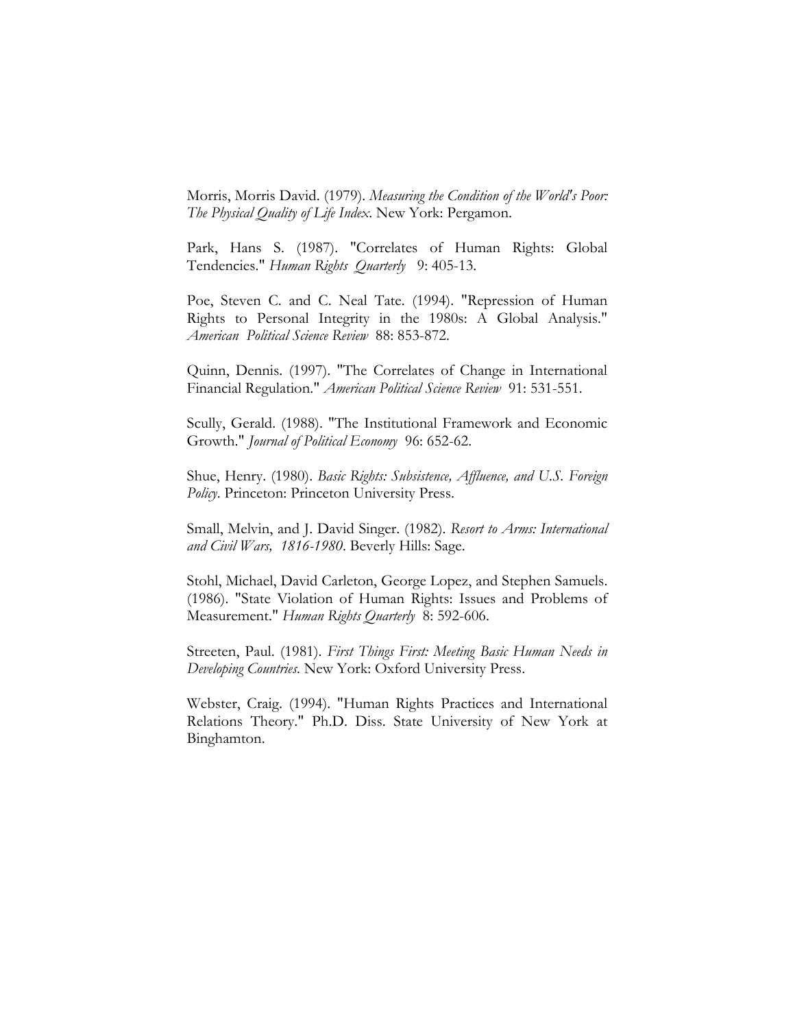Morris, Morris David. (1979). *Measuring the Condition of the World's Poor: The Physical Quality of Life Index*. New York: Pergamon.

Park, Hans S. (1987). "Correlates of Human Rights: Global Tendencies." *Human Rights Quarterly* 9: 405-13.

Poe, Steven C. and C. Neal Tate. (1994). "Repression of Human Rights to Personal Integrity in the 1980s: A Global Analysis." *American Political Science Review* 88: 853-872.

Quinn, Dennis. (1997). "The Correlates of Change in International Financial Regulation." *American Political Science Review* 91: 531-551.

Scully, Gerald. (1988). "The Institutional Framework and Economic Growth." *Journal of Political Economy* 96: 652-62.

Shue, Henry. (1980). *Basic Rights: Subsistence, Affluence, and U.S. Foreign Policy*. Princeton: Princeton University Press.

Small, Melvin, and J. David Singer. (1982). *Resort to Arms: International and Civil Wars, 1816-1980*. Beverly Hills: Sage.

Stohl, Michael, David Carleton, George Lopez, and Stephen Samuels. (1986). "State Violation of Human Rights: Issues and Problems of Measurement." *Human Rights Quarterly* 8: 592-606.

Streeten, Paul. (1981). *First Things First: Meeting Basic Human Needs in Developing Countries*. New York: Oxford University Press.

Webster, Craig. (1994). "Human Rights Practices and International Relations Theory." Ph.D. Diss. State University of New York at Binghamton.